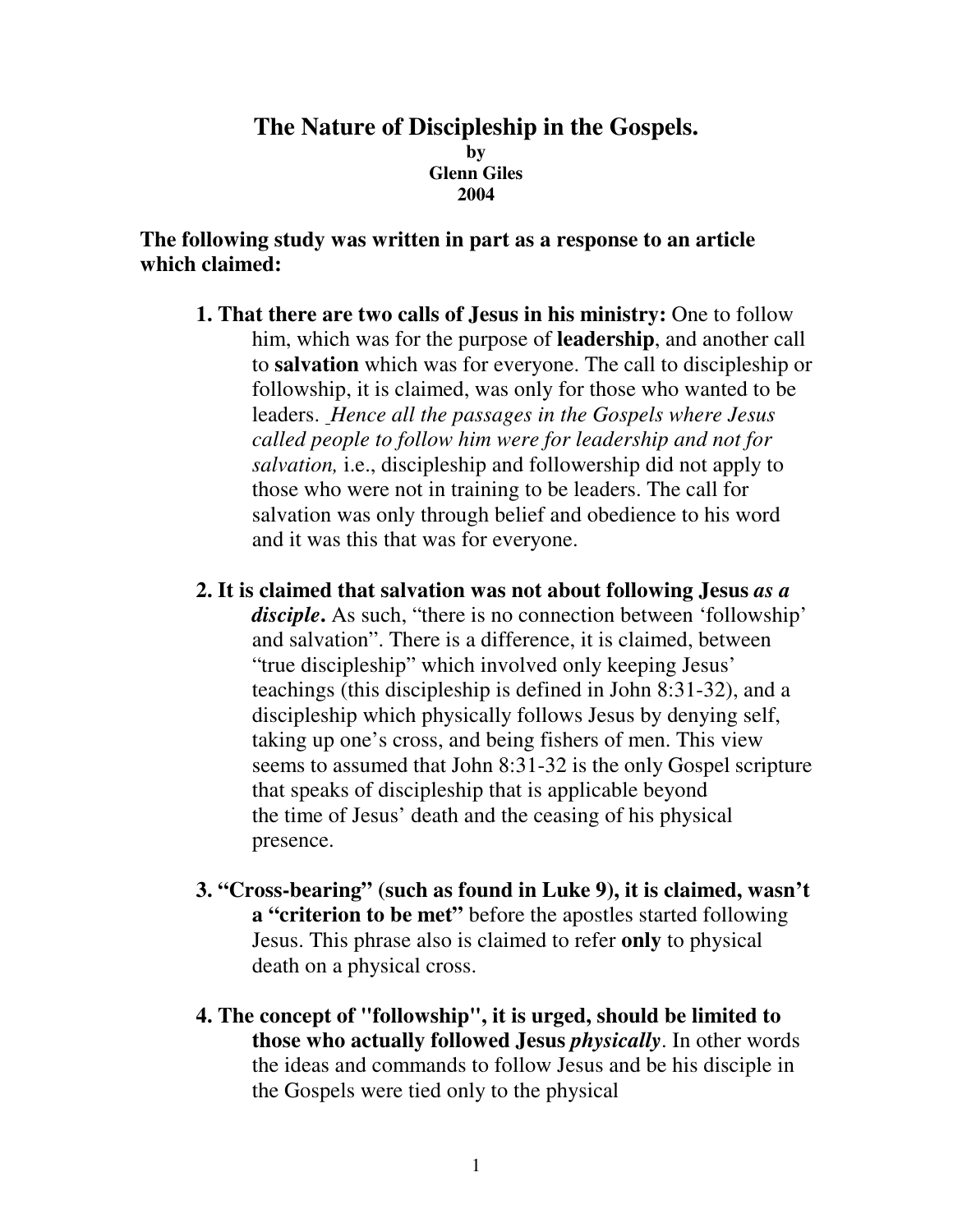# The Nature of Discipleship in the Gospels.

**by**
**Glenn Giles**
**2004**

**The following study was written in part as a response to an article which claimed:**

1. **That there are two calls of Jesus in his ministry:** One to follow him, which was for the purpose of **leadership**, and another call to **salvation** which was for everyone. The call to discipleship or followship, it is claimed, was only for those who wanted to be leaders. *Hence all the passages in the Gospels where Jesus called people to follow him were for leadership and not for salvation,* i.e., discipleship and followership did not apply to those who were not in training to be leaders. The call for salvation was only through belief and obedience to his word and it was this that was for everyone.

2. **It is claimed that salvation was not about following Jesus *as a disciple*.** As such, "there is no connection between 'followship' and salvation". There is a difference, it is claimed, between "true discipleship" which involved only keeping Jesus' teachings (this discipleship is defined in John 8:31-32), and a discipleship which physically follows Jesus by denying self, taking up one's cross, and being fishers of men. This view seems to assumed that John 8:31-32 is the only Gospel scripture that speaks of discipleship that is applicable beyond the time of Jesus' death and the ceasing of his physical presence.

3. **"Cross-bearing" (such as found in Luke 9), it is claimed, wasn't a "criterion to be met"** before the apostles started following Jesus. This phrase also is claimed to refer **only** to physical death on a physical cross.

4. **The concept of "followship", it is urged, should be limited to those who actually followed Jesus *physically*.** In other words the ideas and commands to follow Jesus and be his disciple in the Gospels were tied only to the physical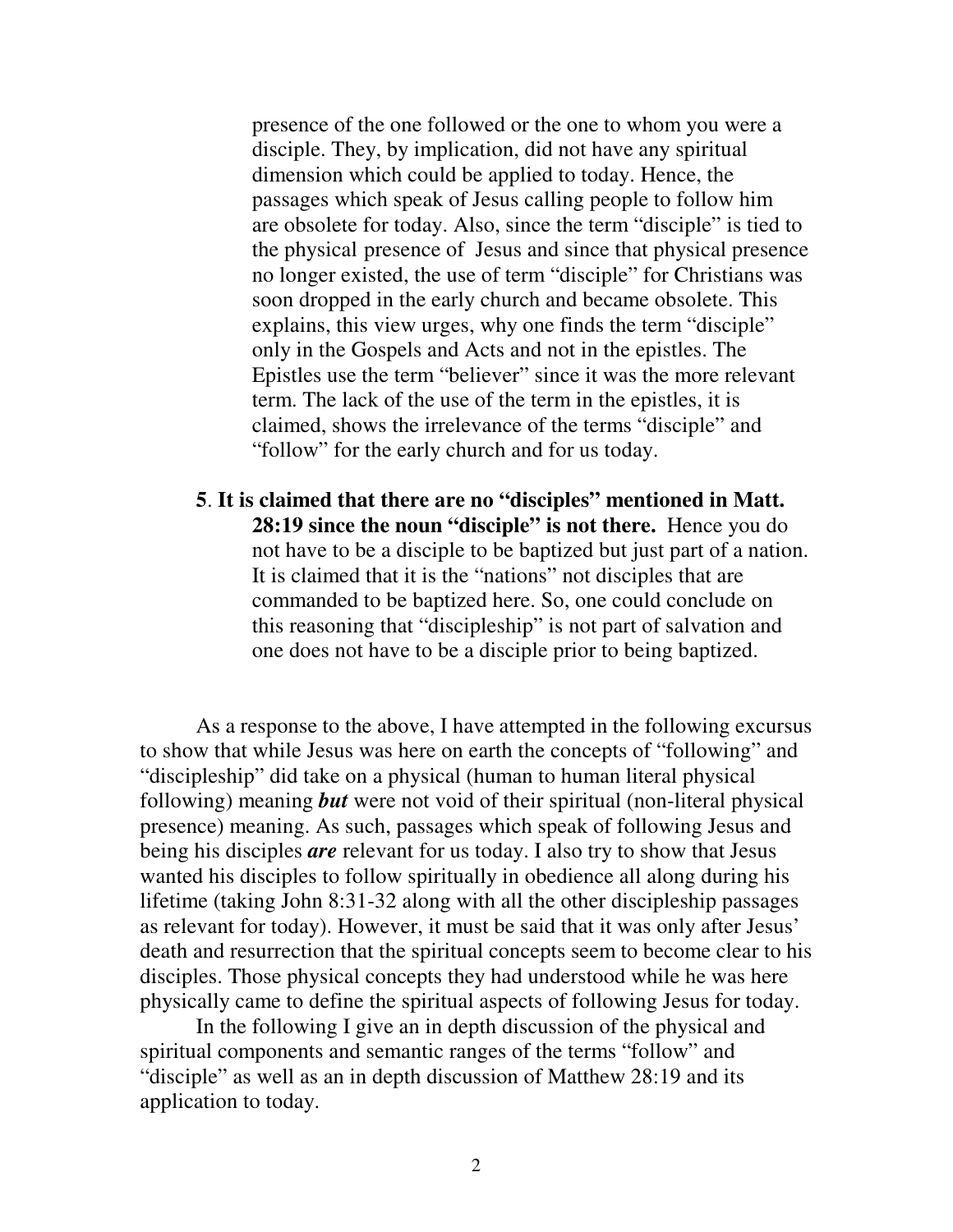presence of the one followed or the one to whom you were a disciple. They, by implication, did not have any spiritual dimension which could be applied to today. Hence, the passages which speak of Jesus calling people to follow him are obsolete for today. Also, since the term "disciple" is tied to the physical presence of Jesus and since that physical presence no longer existed, the use of term "disciple" for Christians was soon dropped in the early church and became obsolete. This explains, this view urges, why one finds the term "disciple" only in the Gospels and Acts and not in the epistles. The Epistles use the term "believer" since it was the more relevant term. The lack of the use of the term in the epistles, it is claimed, shows the irrelevance of the terms "disciple" and "follow" for the early church and for us today.

5. **It is claimed that there are no "disciples" mentioned in Matt. 28:19 since the noun "disciple" is not there.** Hence you do not have to be a disciple to be baptized but just part of a nation. It is claimed that it is the "nations" not disciples that are commanded to be baptized here. So, one could conclude on this reasoning that "discipleship" is not part of salvation and one does not have to be a disciple prior to being baptized.

As a response to the above, I have attempted in the following excursus to show that while Jesus was here on earth the concepts of "following" and "discipleship" did take on a physical (human to human literal physical following) meaning ***but*** were not void of their spiritual (non-literal physical presence) meaning. As such, passages which speak of following Jesus and being his disciples ***are*** relevant for us today. I also try to show that Jesus wanted his disciples to follow spiritually in obedience all along during his lifetime (taking John 8:31-32 along with all the other discipleship passages as relevant for today). However, it must be said that it was only after Jesus' death and resurrection that the spiritual concepts seem to become clear to his disciples. Those physical concepts they had understood while he was here physically came to define the spiritual aspects of following Jesus for today.

In the following I give an in depth discussion of the physical and spiritual components and semantic ranges of the terms "follow" and "disciple" as well as an in depth discussion of Matthew 28:19 and its application to today.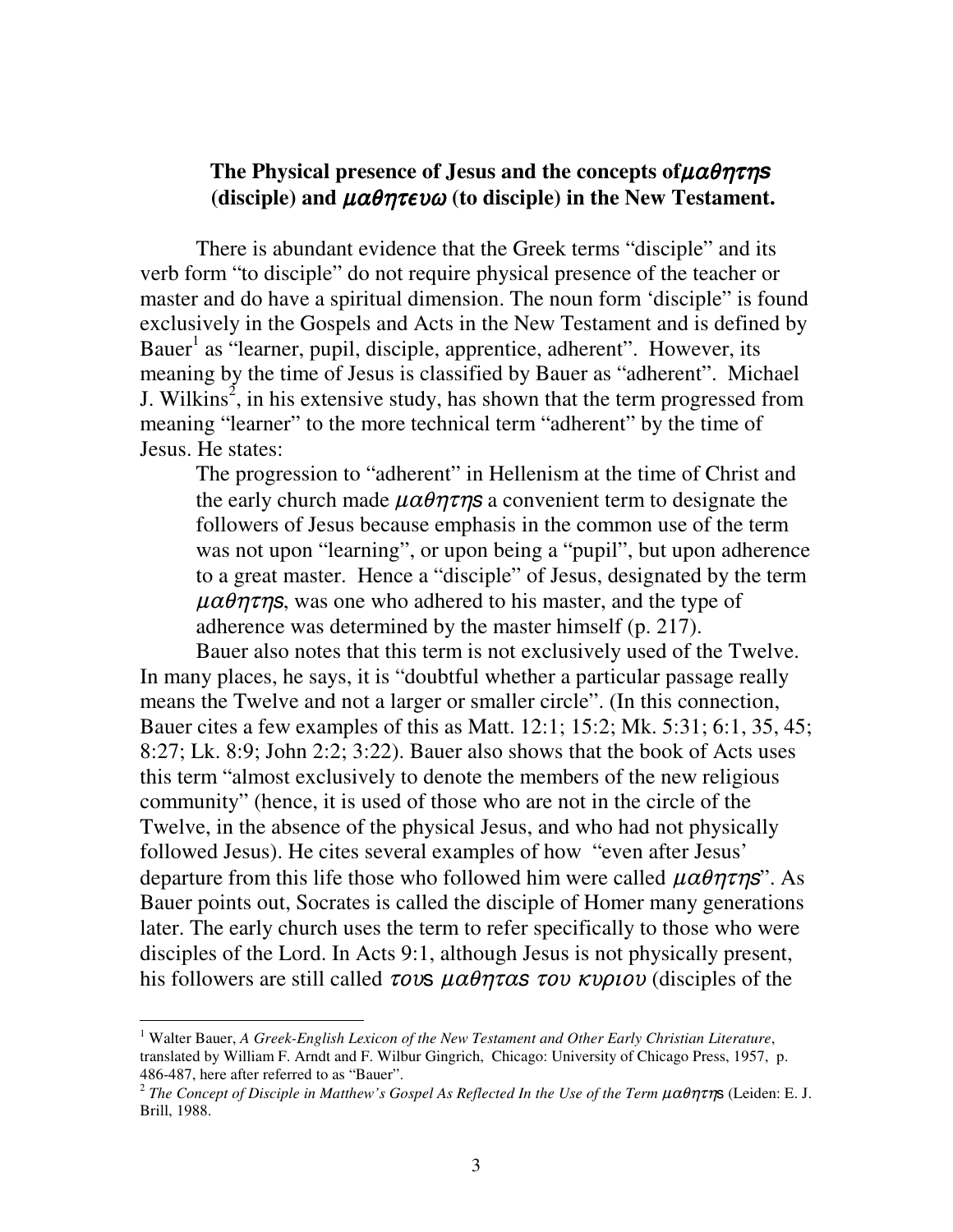**The Physical presence of Jesus and the concepts of $\mu\alpha\theta\eta\tau\eta s$ (disciple) and $\mu\alpha\theta\eta\tau\epsilon\upsilon\omega$ (to disciple) in the New Testament.**

There is abundant evidence that the Greek terms "disciple" and its verb form "to disciple" do not require physical presence of the teacher or master and do have a spiritual dimension. The noun form 'disciple" is found exclusively in the Gospels and Acts in the New Testament and is defined by Bauer[1] as "learner, pupil, disciple, apprentice, adherent". However, its meaning by the time of Jesus is classified by Bauer as "adherent". Michael J. Wilkins[2], in his extensive study, has shown that the term progressed from meaning "learner" to the more technical term "adherent" by the time of Jesus. He states:

> The progression to "adherent" in Hellenism at the time of Christ and the early church made $\mu\alpha\theta\eta\tau\eta s$ a convenient term to designate the followers of Jesus because emphasis in the common use of the term was not upon "learning", or upon being a "pupil", but upon adherence to a great master. Hence a "disciple" of Jesus, designated by the term $\mu\alpha\theta\eta\tau\eta s$, was one who adhered to his master, and the type of adherence was determined by the master himself (p. 217).

Bauer also notes that this term is not exclusively used of the Twelve. In many places, he says, it is "doubtful whether a particular passage really means the Twelve and not a larger or smaller circle". (In this connection, Bauer cites a few examples of this as Matt. 12:1; 15:2; Mk. 5:31; 6:1, 35, 45; 8:27; Lk. 8:9; John 2:2; 3:22). Bauer also shows that the book of Acts uses this term "almost exclusively to denote the members of the new religious community" (hence, it is used of those who are not in the circle of the Twelve, in the absence of the physical Jesus, and who had not physically followed Jesus). He cites several examples of how "even after Jesus' departure from this life those who followed him were called $\mu\alpha\theta\eta\tau\eta s$". As Bauer points out, Socrates is called the disciple of Homer many generations later. The early church uses the term to refer specifically to those who were disciples of the Lord. In Acts 9:1, although Jesus is not physically present, his followers are still called $\tau o\upsilon s\ \mu\alpha\theta\eta\tau\alpha s\ \tau o\upsilon\ \kappa\upsilon\rho\iota o\upsilon$ (disciples of the

---

[1] Walter Bauer, *A Greek-English Lexicon of the New Testament and Other Early Christian Literature*, translated by William F. Arndt and F. Wilbur Gingrich, Chicago: University of Chicago Press, 1957, p. 486-487, here after referred to as "Bauer".

[2] *The Concept of Disciple in Matthew's Gospel As Reflected In the Use of the Term* $\mu\alpha\theta\eta\tau\eta s$ (Leiden: E. J. Brill, 1988.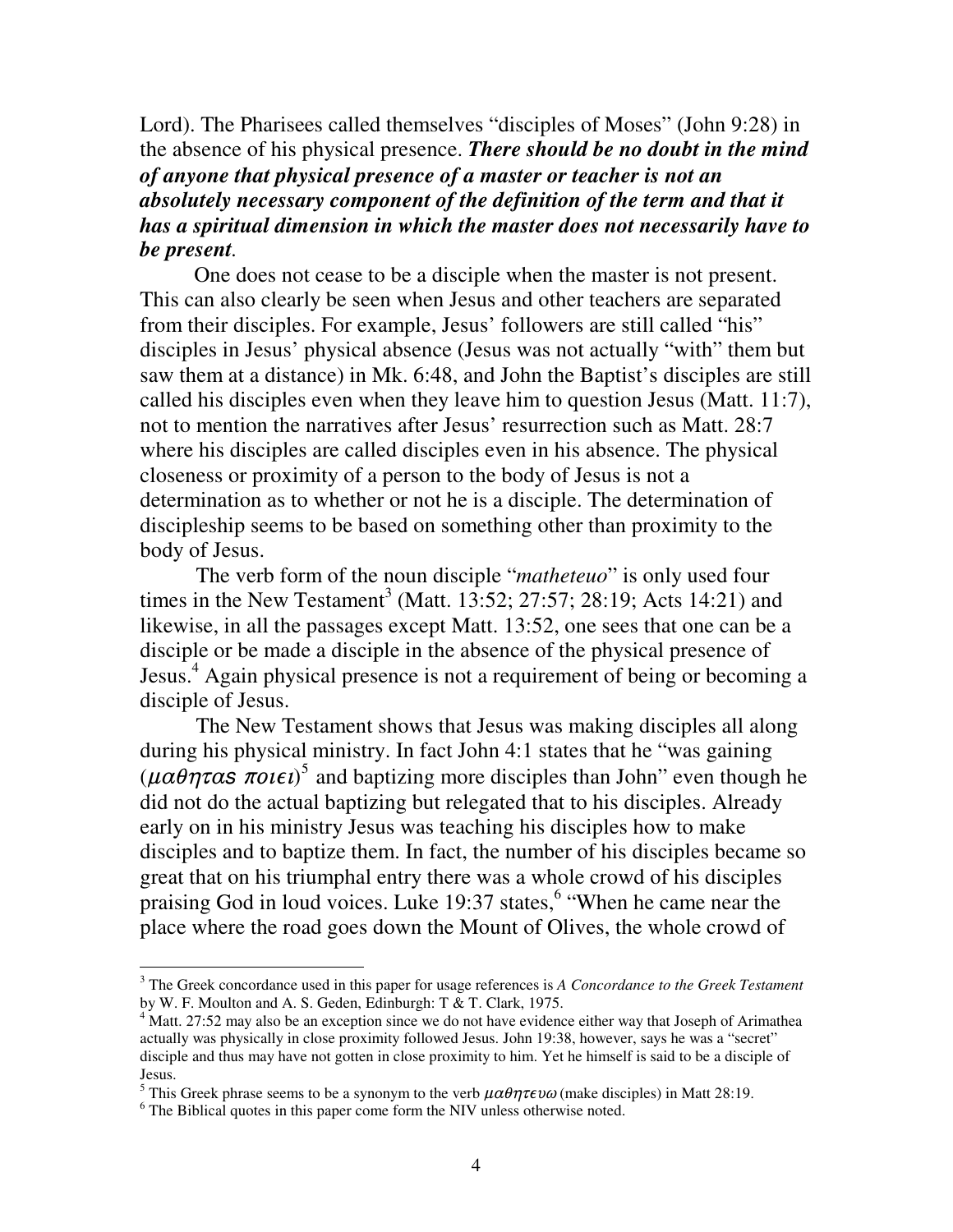Lord). The Pharisees called themselves "disciples of Moses" (John 9:28) in the absence of his physical presence. ***There should be no doubt in the mind of anyone that physical presence of a master or teacher is not an absolutely necessary component of the definition of the term and that it has a spiritual dimension in which the master does not necessarily have to be present*.**

One does not cease to be a disciple when the master is not present. This can also clearly be seen when Jesus and other teachers are separated from their disciples. For example, Jesus' followers are still called "his" disciples in Jesus' physical absence (Jesus was not actually "with" them but saw them at a distance) in Mk. 6:48, and John the Baptist's disciples are still called his disciples even when they leave him to question Jesus (Matt. 11:7), not to mention the narratives after Jesus' resurrection such as Matt. 28:7 where his disciples are called disciples even in his absence. The physical closeness or proximity of a person to the body of Jesus is not a determination as to whether or not he is a disciple. The determination of discipleship seems to be based on something other than proximity to the body of Jesus.

The verb form of the noun disciple "*matheteuo*" is only used four times in the New Testament[3] (Matt. 13:52; 27:57; 28:19; Acts 14:21) and likewise, in all the passages except Matt. 13:52, one sees that one can be a disciple or be made a disciple in the absence of the physical presence of Jesus.[4] Again physical presence is not a requirement of being or becoming a disciple of Jesus.

The New Testament shows that Jesus was making disciples all along during his physical ministry. In fact John 4:1 states that he "was gaining (*μαθητας ποιει*)[5] and baptizing more disciples than John" even though he did not do the actual baptizing but relegated that to his disciples. Already early on in his ministry Jesus was teaching his disciples how to make disciples and to baptize them. In fact, the number of his disciples became so great that on his triumphal entry there was a whole crowd of his disciples praising God in loud voices. Luke 19:37 states,[6] "When he came near the place where the road goes down the Mount of Olives, the whole crowd of

---

[3] The Greek concordance used in this paper for usage references is *A Concordance to the Greek Testament* by W. F. Moulton and A. S. Geden, Edinburgh: T & T. Clark, 1975.

[4] Matt. 27:52 may also be an exception since we do not have evidence either way that Joseph of Arimathea actually was physically in close proximity followed Jesus. John 19:38, however, says he was a "secret" disciple and thus may have not gotten in close proximity to him. Yet he himself is said to be a disciple of Jesus.

[5] This Greek phrase seems to be a synonym to the verb *μαθητευω* (make disciples) in Matt 28:19.

[6] The Biblical quotes in this paper come form the NIV unless otherwise noted.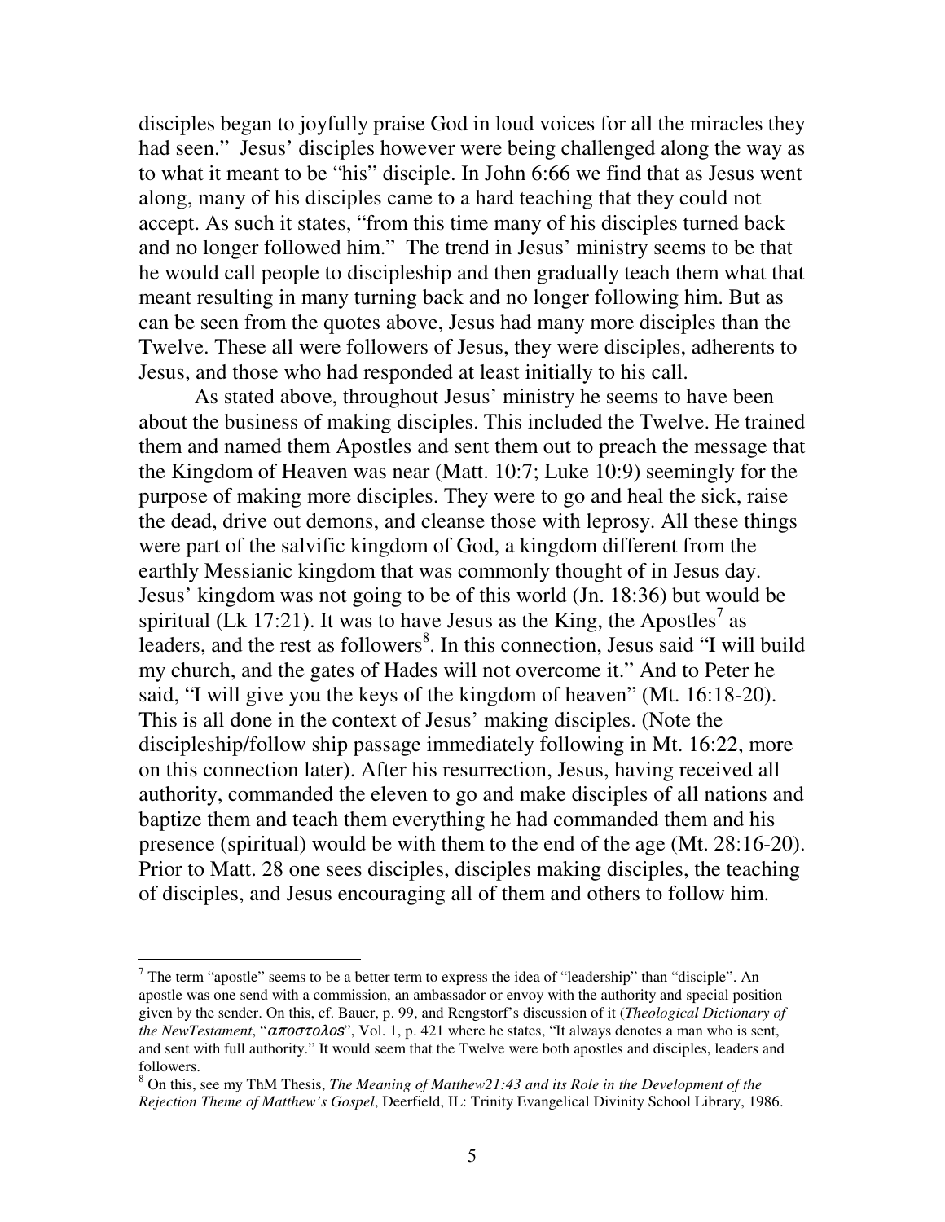disciples began to joyfully praise God in loud voices for all the miracles they had seen." Jesus' disciples however were being challenged along the way as to what it meant to be "his" disciple. In John 6:66 we find that as Jesus went along, many of his disciples came to a hard teaching that they could not accept. As such it states, "from this time many of his disciples turned back and no longer followed him." The trend in Jesus' ministry seems to be that he would call people to discipleship and then gradually teach them what that meant resulting in many turning back and no longer following him. But as can be seen from the quotes above, Jesus had many more disciples than the Twelve. These all were followers of Jesus, they were disciples, adherents to Jesus, and those who had responded at least initially to his call.

As stated above, throughout Jesus' ministry he seems to have been about the business of making disciples. This included the Twelve. He trained them and named them Apostles and sent them out to preach the message that the Kingdom of Heaven was near (Matt. 10:7; Luke 10:9) seemingly for the purpose of making more disciples. They were to go and heal the sick, raise the dead, drive out demons, and cleanse those with leprosy. All these things were part of the salvific kingdom of God, a kingdom different from the earthly Messianic kingdom that was commonly thought of in Jesus day. Jesus' kingdom was not going to be of this world (Jn. 18:36) but would be spiritual (Lk 17:21). It was to have Jesus as the King, the Apostles[7] as leaders, and the rest as followers[8]. In this connection, Jesus said "I will build my church, and the gates of Hades will not overcome it." And to Peter he said, "I will give you the keys of the kingdom of heaven" (Mt. 16:18-20). This is all done in the context of Jesus' making disciples. (Note the discipleship/follow ship passage immediately following in Mt. 16:22, more on this connection later). After his resurrection, Jesus, having received all authority, commanded the eleven to go and make disciples of all nations and baptize them and teach them everything he had commanded them and his presence (spiritual) would be with them to the end of the age (Mt. 28:16-20). Prior to Matt. 28 one sees disciples, disciples making disciples, the teaching of disciples, and Jesus encouraging all of them and others to follow him.

---

[7] The term "apostle" seems to be a better term to express the idea of "leadership" than "disciple". An apostle was one send with a commission, an ambassador or envoy with the authority and special position given by the sender. On this, cf. Bauer, p. 99, and Rengstorf's discussion of it (*Theological Dictionary of the NewTestament*, "αποστολος", Vol. 1, p. 421 where he states, "It always denotes a man who is sent, and sent with full authority." It would seem that the Twelve were both apostles and disciples, leaders and followers.

[8] On this, see my ThM Thesis, *The Meaning of Matthew21:43 and its Role in the Development of the Rejection Theme of Matthew's Gospel*, Deerfield, IL: Trinity Evangelical Divinity School Library, 1986.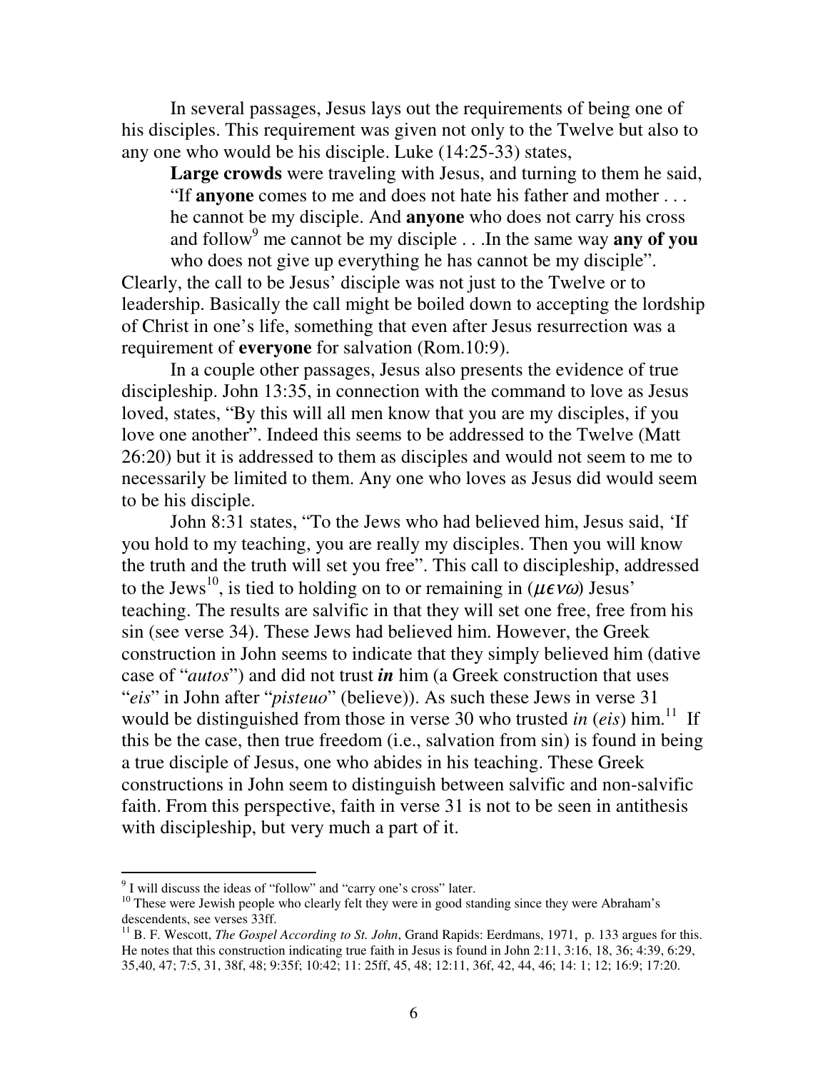In several passages, Jesus lays out the requirements of being one of his disciples. This requirement was given not only to the Twelve but also to any one who would be his disciple. Luke (14:25-33) states,

> **Large crowds** were traveling with Jesus, and turning to them he said, "If **anyone** comes to me and does not hate his father and mother . . . he cannot be my disciple. And **anyone** who does not carry his cross and follow[9] me cannot be my disciple . . .In the same way **any of you** who does not give up everything he has cannot be my disciple".

Clearly, the call to be Jesus' disciple was not just to the Twelve or to leadership. Basically the call might be boiled down to accepting the lordship of Christ in one's life, something that even after Jesus resurrection was a requirement of **everyone** for salvation (Rom.10:9).

In a couple other passages, Jesus also presents the evidence of true discipleship. John 13:35, in connection with the command to love as Jesus loved, states, "By this will all men know that you are my disciples, if you love one another". Indeed this seems to be addressed to the Twelve (Matt 26:20) but it is addressed to them as disciples and would not seem to me to necessarily be limited to them. Any one who loves as Jesus did would seem to be his disciple.

John 8:31 states, "To the Jews who had believed him, Jesus said, 'If you hold to my teaching, you are really my disciples. Then you will know the truth and the truth will set you free". This call to discipleship, addressed to the Jews[10], is tied to holding on to or remaining in (*μενω*) Jesus' teaching. The results are salvific in that they will set one free, free from his sin (see verse 34). These Jews had believed him. However, the Greek construction in John seems to indicate that they simply believed him (dative case of "*autos*") and did not trust ***in*** him (a Greek construction that uses "*eis*" in John after "*pisteuo*" (believe)). As such these Jews in verse 31 would be distinguished from those in verse 30 who trusted *in* (*eis*) him.[11] If this be the case, then true freedom (i.e., salvation from sin) is found in being a true disciple of Jesus, one who abides in his teaching. These Greek constructions in John seem to distinguish between salvific and non-salvific faith. From this perspective, faith in verse 31 is not to be seen in antithesis with discipleship, but very much a part of it.

---

[9] I will discuss the ideas of "follow" and "carry one's cross" later.

[10] These were Jewish people who clearly felt they were in good standing since they were Abraham's descendents, see verses 33ff.

[11] B. F. Wescott, *The Gospel According to St. John*, Grand Rapids: Eerdmans, 1971, p. 133 argues for this. He notes that this construction indicating true faith in Jesus is found in John 2:11, 3:16, 18, 36; 4:39, 6:29, 35,40, 47; 7:5, 31, 38f, 48; 9:35f; 10:42; 11: 25ff, 45, 48; 12:11, 36f, 42, 44, 46; 14: 1; 12; 16:9; 17:20.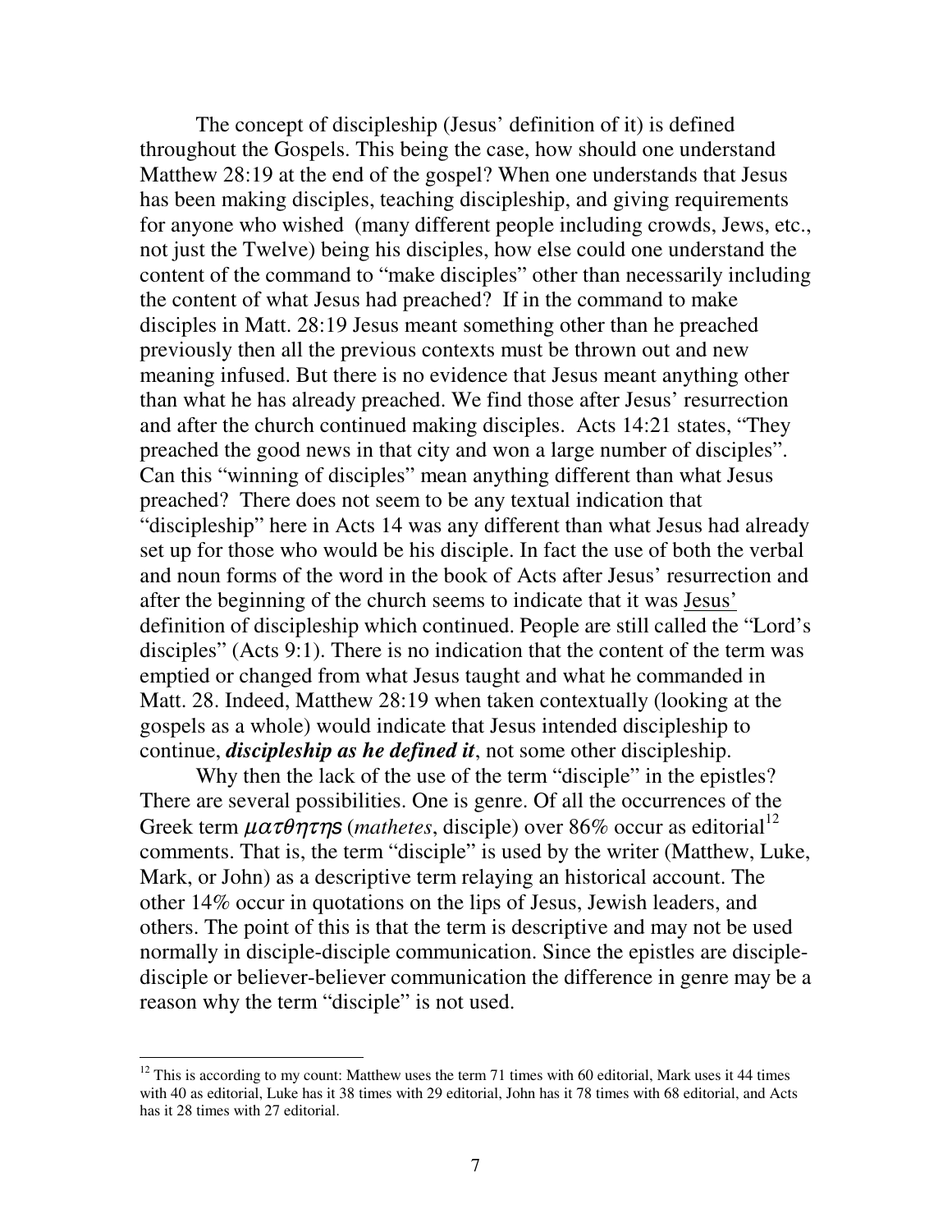The concept of discipleship (Jesus' definition of it) is defined throughout the Gospels. This being the case, how should one understand Matthew 28:19 at the end of the gospel? When one understands that Jesus has been making disciples, teaching discipleship, and giving requirements for anyone who wished (many different people including crowds, Jews, etc., not just the Twelve) being his disciples, how else could one understand the content of the command to "make disciples" other than necessarily including the content of what Jesus had preached? If in the command to make disciples in Matt. 28:19 Jesus meant something other than he preached previously then all the previous contexts must be thrown out and new meaning infused. But there is no evidence that Jesus meant anything other than what he has already preached. We find those after Jesus' resurrection and after the church continued making disciples. Acts 14:21 states, "They preached the good news in that city and won a large number of disciples". Can this "winning of disciples" mean anything different than what Jesus preached? There does not seem to be any textual indication that "discipleship" here in Acts 14 was any different than what Jesus had already set up for those who would be his disciple. In fact the use of both the verbal and noun forms of the word in the book of Acts after Jesus' resurrection and after the beginning of the church seems to indicate that it was <u>Jesus'</u> definition of discipleship which continued. People are still called the "Lord's disciples" (Acts 9:1). There is no indication that the content of the term was emptied or changed from what Jesus taught and what he commanded in Matt. 28. Indeed, Matthew 28:19 when taken contextually (looking at the gospels as a whole) would indicate that Jesus intended discipleship to continue, ***discipleship as he defined it***, not some other discipleship.

Why then the lack of the use of the term "disciple" in the epistles? There are several possibilities. One is genre. Of all the occurrences of the Greek term *ματθητης* (*mathetes*, disciple) over 86% occur as editorial[12] comments. That is, the term "disciple" is used by the writer (Matthew, Luke, Mark, or John) as a descriptive term relaying an historical account. The other 14% occur in quotations on the lips of Jesus, Jewish leaders, and others. The point of this is that the term is descriptive and may not be used normally in disciple-disciple communication. Since the epistles are disciple-disciple or believer-believer communication the difference in genre may be a reason why the term "disciple" is not used.

---

[12] This is according to my count: Matthew uses the term 71 times with 60 editorial, Mark uses it 44 times with 40 as editorial, Luke has it 38 times with 29 editorial, John has it 78 times with 68 editorial, and Acts has it 28 times with 27 editorial.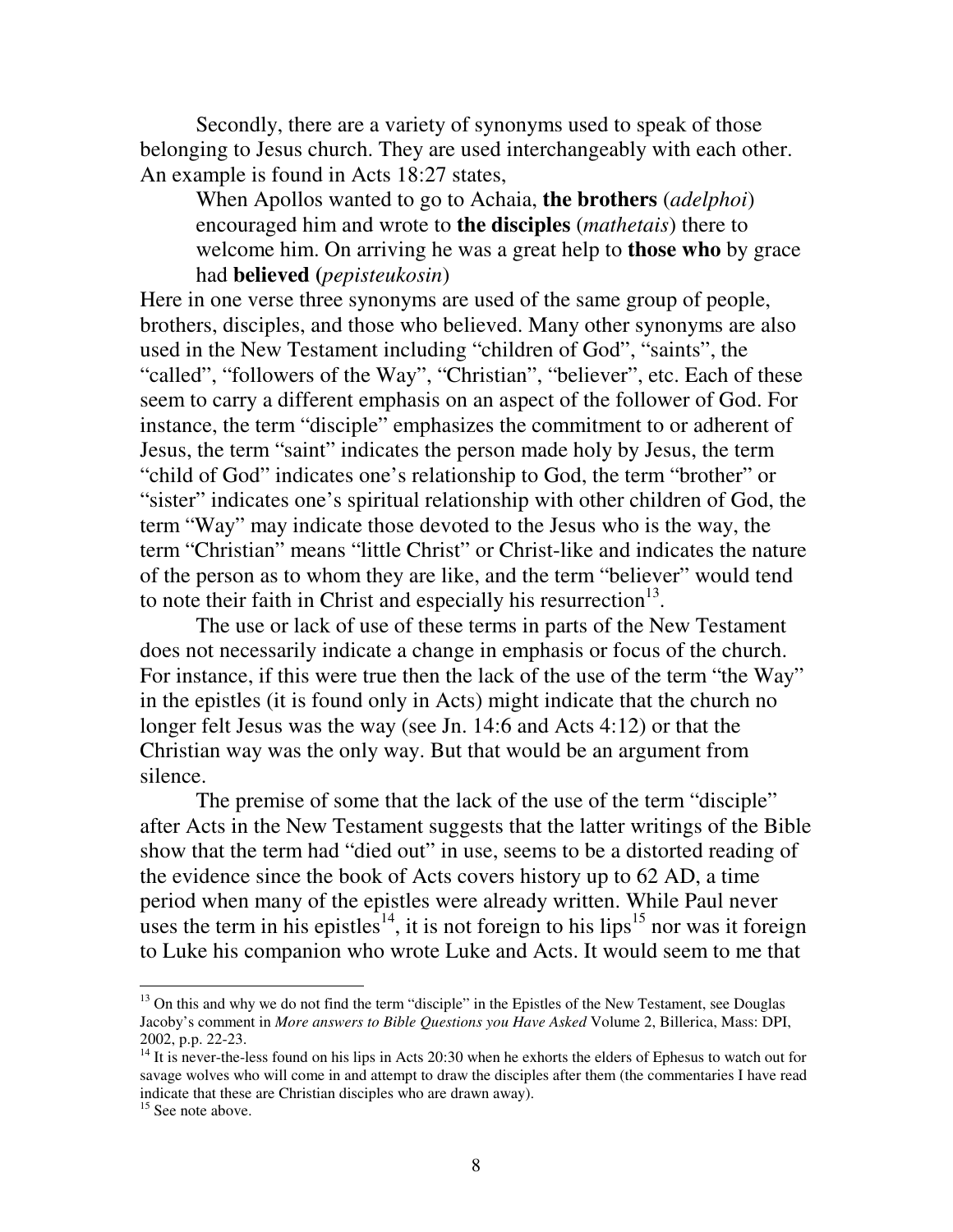Secondly, there are a variety of synonyms used to speak of those belonging to Jesus church. They are used interchangeably with each other. An example is found in Acts 18:27 states,

> When Apollos wanted to go to Achaia, **the brothers** (*adelphoi*) encouraged him and wrote to **the disciples** (*mathetais*) there to welcome him. On arriving he was a great help to **those who** by grace had **believed (***pepisteukosin*)

Here in one verse three synonyms are used of the same group of people, brothers, disciples, and those who believed. Many other synonyms are also used in the New Testament including "children of God", "saints", the "called", "followers of the Way", "Christian", "believer", etc. Each of these seem to carry a different emphasis on an aspect of the follower of God. For instance, the term "disciple" emphasizes the commitment to or adherent of Jesus, the term "saint" indicates the person made holy by Jesus, the term "child of God" indicates one's relationship to God, the term "brother" or "sister" indicates one's spiritual relationship with other children of God, the term "Way" may indicate those devoted to the Jesus who is the way, the term "Christian" means "little Christ" or Christ-like and indicates the nature of the person as to whom they are like, and the term "believer" would tend to note their faith in Christ and especially his resurrection[13].

The use or lack of use of these terms in parts of the New Testament does not necessarily indicate a change in emphasis or focus of the church. For instance, if this were true then the lack of the use of the term "the Way" in the epistles (it is found only in Acts) might indicate that the church no longer felt Jesus was the way (see Jn. 14:6 and Acts 4:12) or that the Christian way was the only way. But that would be an argument from silence.

The premise of some that the lack of the use of the term "disciple" after Acts in the New Testament suggests that the latter writings of the Bible show that the term had "died out" in use, seems to be a distorted reading of the evidence since the book of Acts covers history up to 62 AD, a time period when many of the epistles were already written. While Paul never uses the term in his epistles[14], it is not foreign to his lips[15] nor was it foreign to Luke his companion who wrote Luke and Acts. It would seem to me that

---

[13] On this and why we do not find the term "disciple" in the Epistles of the New Testament, see Douglas Jacoby's comment in *More answers to Bible Questions you Have Asked* Volume 2, Billerica, Mass: DPI, 2002, p.p. 22-23.

[14] It is never-the-less found on his lips in Acts 20:30 when he exhorts the elders of Ephesus to watch out for savage wolves who will come in and attempt to draw the disciples after them (the commentaries I have read indicate that these are Christian disciples who are drawn away).

[15] See note above.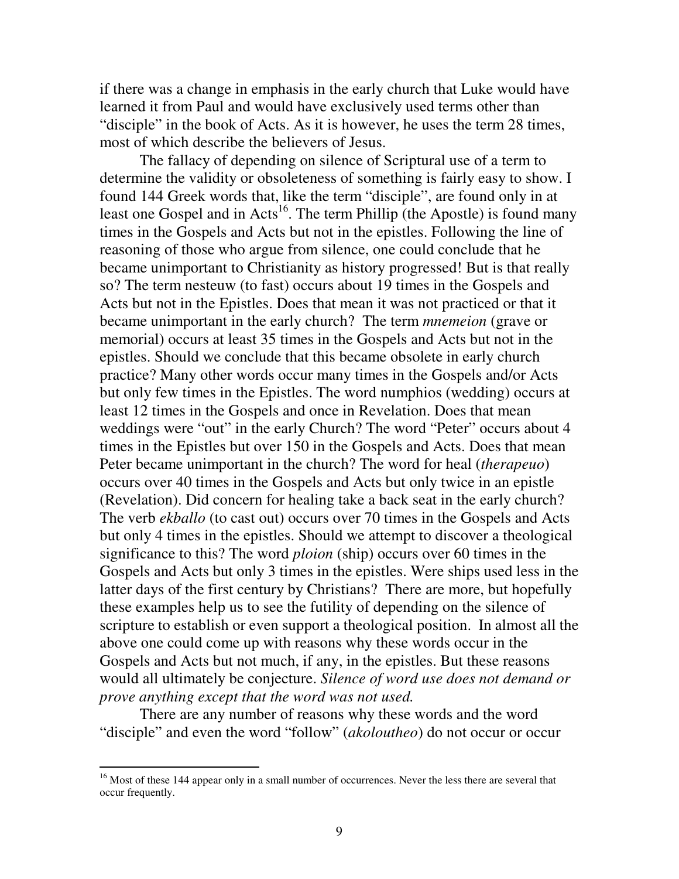if there was a change in emphasis in the early church that Luke would have learned it from Paul and would have exclusively used terms other than "disciple" in the book of Acts. As it is however, he uses the term 28 times, most of which describe the believers of Jesus.

The fallacy of depending on silence of Scriptural use of a term to determine the validity or obsoleteness of something is fairly easy to show. I found 144 Greek words that, like the term "disciple", are found only in at least one Gospel and in Acts[16]. The term Phillip (the Apostle) is found many times in the Gospels and Acts but not in the epistles. Following the line of reasoning of those who argue from silence, one could conclude that he became unimportant to Christianity as history progressed! But is that really so? The term nesteuw (to fast) occurs about 19 times in the Gospels and Acts but not in the Epistles. Does that mean it was not practiced or that it became unimportant in the early church? The term *mnemeion* (grave or memorial) occurs at least 35 times in the Gospels and Acts but not in the epistles. Should we conclude that this became obsolete in early church practice? Many other words occur many times in the Gospels and/or Acts but only few times in the Epistles. The word numphios (wedding) occurs at least 12 times in the Gospels and once in Revelation. Does that mean weddings were "out" in the early Church? The word "Peter" occurs about 4 times in the Epistles but over 150 in the Gospels and Acts. Does that mean Peter became unimportant in the church? The word for heal (*therapeuo*) occurs over 40 times in the Gospels and Acts but only twice in an epistle (Revelation). Did concern for healing take a back seat in the early church? The verb *ekballo* (to cast out) occurs over 70 times in the Gospels and Acts but only 4 times in the epistles. Should we attempt to discover a theological significance to this? The word *ploion* (ship) occurs over 60 times in the Gospels and Acts but only 3 times in the epistles. Were ships used less in the latter days of the first century by Christians? There are more, but hopefully these examples help us to see the futility of depending on the silence of scripture to establish or even support a theological position. In almost all the above one could come up with reasons why these words occur in the Gospels and Acts but not much, if any, in the epistles. But these reasons would all ultimately be conjecture. *Silence of word use does not demand or prove anything except that the word was not used.*

There are any number of reasons why these words and the word "disciple" and even the word "follow" (*akoloutheo*) do not occur or occur

[16] Most of these 144 appear only in a small number of occurrences. Never the less there are several that occur frequently.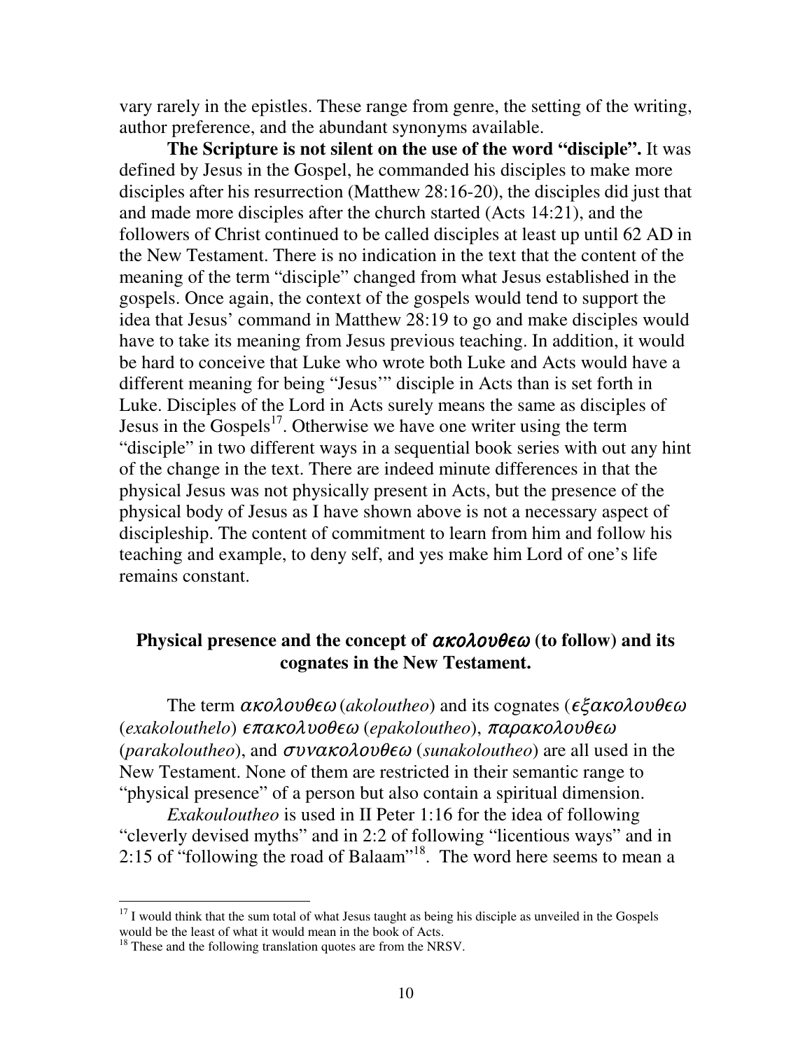vary rarely in the epistles. These range from genre, the setting of the writing, author preference, and the abundant synonyms available.

**The Scripture is not silent on the use of the word "disciple".** It was defined by Jesus in the Gospel, he commanded his disciples to make more disciples after his resurrection (Matthew 28:16-20), the disciples did just that and made more disciples after the church started (Acts 14:21), and the followers of Christ continued to be called disciples at least up until 62 AD in the New Testament. There is no indication in the text that the content of the meaning of the term "disciple" changed from what Jesus established in the gospels. Once again, the context of the gospels would tend to support the idea that Jesus' command in Matthew 28:19 to go and make disciples would have to take its meaning from Jesus previous teaching. In addition, it would be hard to conceive that Luke who wrote both Luke and Acts would have a different meaning for being "Jesus'" disciple in Acts than is set forth in Luke. Disciples of the Lord in Acts surely means the same as disciples of Jesus in the Gospels[17]. Otherwise we have one writer using the term "disciple" in two different ways in a sequential book series with out any hint of the change in the text. There are indeed minute differences in that the physical Jesus was not physically present in Acts, but the presence of the physical body of Jesus as I have shown above is not a necessary aspect of discipleship. The content of commitment to learn from him and follow his teaching and example, to deny self, and yes make him Lord of one's life remains constant.

## Physical presence and the concept of *ακολουθεω* (to follow) and its cognates in the New Testament.

The term *ακολουθεω* (*akoloutheo*) and its cognates (*εξακολουθεω* (*exakolouthelo*) *επακολυοθεω* (*epakoloutheo*), *παρακολουθεω* (*parakoloutheo*), and *συνακολουθεω* (*sunakoloutheo*) are all used in the New Testament. None of them are restricted in their semantic range to "physical presence" of a person but also contain a spiritual dimension.

*Exakouloutheo* is used in II Peter 1:16 for the idea of following "cleverly devised myths" and in 2:2 of following "licentious ways" and in 2:15 of "following the road of Balaam"[18]. The word here seems to mean a

---

[17] I would think that the sum total of what Jesus taught as being his disciple as unveiled in the Gospels would be the least of what it would mean in the book of Acts.

[18] These and the following translation quotes are from the NRSV.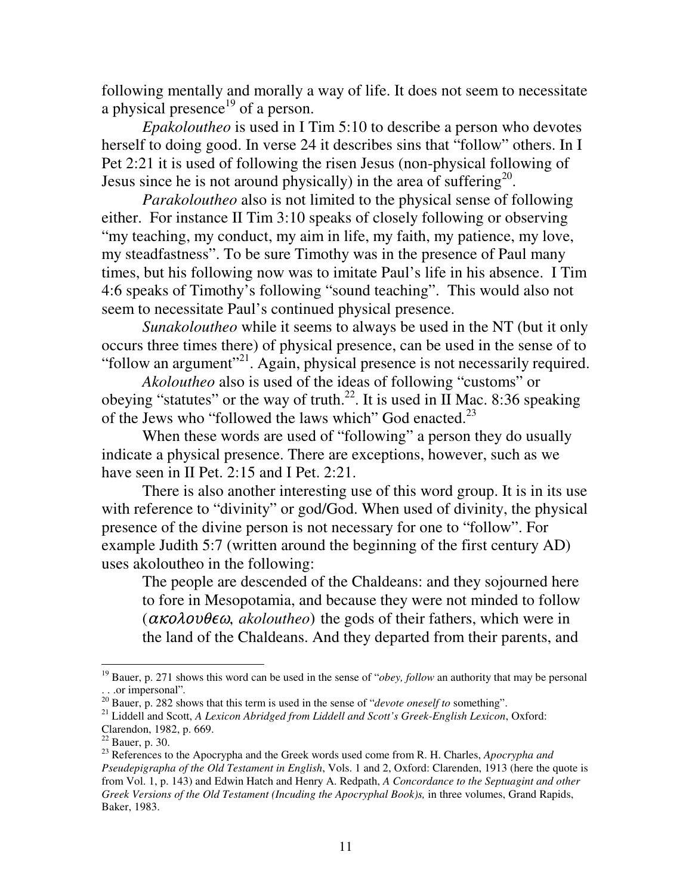following mentally and morally a way of life. It does not seem to necessitate a physical presence[19] of a person.

*Epakoloutheo* is used in I Tim 5:10 to describe a person who devotes herself to doing good. In verse 24 it describes sins that "follow" others. In I Pet 2:21 it is used of following the risen Jesus (non-physical following of Jesus since he is not around physically) in the area of suffering[20].

*Parakoloutheo* also is not limited to the physical sense of following either. For instance II Tim 3:10 speaks of closely following or observing "my teaching, my conduct, my aim in life, my faith, my patience, my love, my steadfastness". To be sure Timothy was in the presence of Paul many times, but his following now was to imitate Paul's life in his absence. I Tim 4:6 speaks of Timothy's following "sound teaching". This would also not seem to necessitate Paul's continued physical presence.

*Sunakoloutheo* while it seems to always be used in the NT (but it only occurs three times there) of physical presence, can be used in the sense of to "follow an argument"[21]. Again, physical presence is not necessarily required.

*Akoloutheo* also is used of the ideas of following "customs" or obeying "statutes" or the way of truth.[22]. It is used in II Mac. 8:36 speaking of the Jews who "followed the laws which" God enacted.[23]

When these words are used of "following" a person they do usually indicate a physical presence. There are exceptions, however, such as we have seen in II Pet. 2:15 and I Pet. 2:21.

There is also another interesting use of this word group. It is in its use with reference to "divinity" or god/God. When used of divinity, the physical presence of the divine person is not necessary for one to "follow". For example Judith 5:7 (written around the beginning of the first century AD) uses akoloutheo in the following:

> The people are descended of the Chaldeans: and they sojourned here to fore in Mesopotamia, and because they were not minded to follow (*ακολουθεω*, *akoloutheo*) the gods of their fathers, which were in the land of the Chaldeans. And they departed from their parents, and

---

[19] Bauer, p. 271 shows this word can be used in the sense of "*obey, follow* an authority that may be personal . . .or impersonal".

[20] Bauer, p. 282 shows that this term is used in the sense of "*devote oneself to* something".

[21] Liddell and Scott, *A Lexicon Abridged from Liddell and Scott's Greek-English Lexicon*, Oxford: Clarendon, 1982, p. 669.

[22] Bauer, p. 30.

[23] References to the Apocrypha and the Greek words used come from R. H. Charles, *Apocrypha and Pseudepigrapha of the Old Testament in English*, Vols. 1 and 2, Oxford: Clarenden, 1913 (here the quote is from Vol. 1, p. 143) and Edwin Hatch and Henry A. Redpath, *A Concordance to the Septuagint and other Greek Versions of the Old Testament (Incuding the Apocryphal Book)s,* in three volumes, Grand Rapids, Baker, 1983.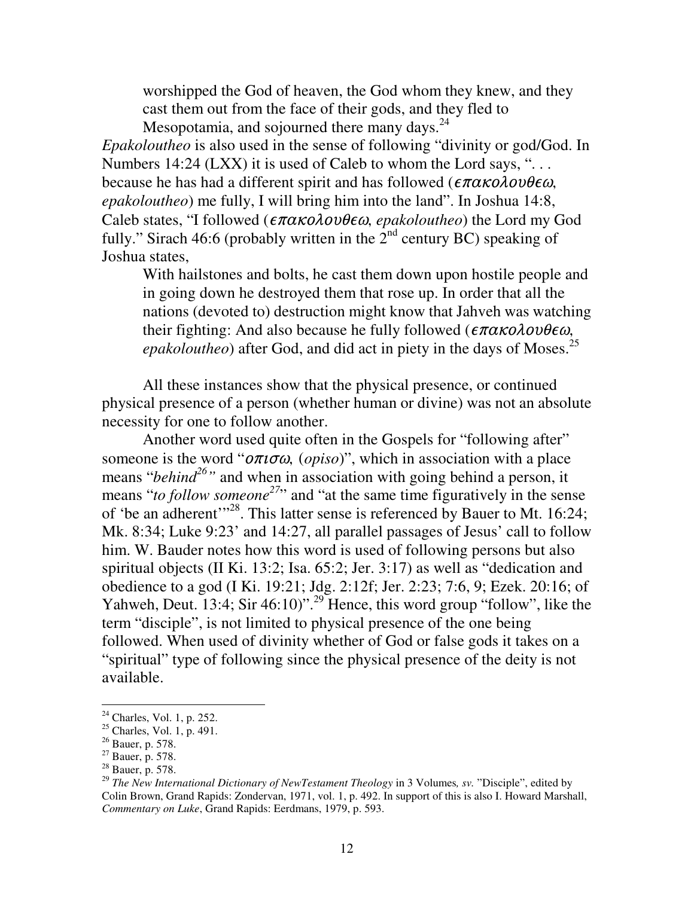> worshipped the God of heaven, the God whom they knew, and they cast them out from the face of their gods, and they fled to Mesopotamia, and sojourned there many days.[24]

*Epakoloutheo* is also used in the sense of following "divinity or god/God. In Numbers 14:24 (LXX) it is used of Caleb to whom the Lord says, ". . . because he has had a different spirit and has followed (*επακολουθεω*, *epakoloutheo*) me fully, I will bring him into the land". In Joshua 14:8, Caleb states, "I followed (*επακολουθεω*, *epakoloutheo*) the Lord my God fully." Sirach 46:6 (probably written in the 2nd century BC) speaking of Joshua states,

> With hailstones and bolts, he cast them down upon hostile people and in going down he destroyed them that rose up. In order that all the nations (devoted to) destruction might know that Jahveh was watching their fighting: And also because he fully followed (*επακολουθεω*, *epakoloutheo*) after God, and did act in piety in the days of Moses.[25]

All these instances show that the physical presence, or continued physical presence of a person (whether human or divine) was not an absolute necessity for one to follow another.

Another word used quite often in the Gospels for "following after" someone is the word "*οπισω*, (*opiso*)", which in association with a place means "*behind*[26]" and when in association with going behind a person, it means "*to follow someone*[27]" and "at the same time figuratively in the sense of 'be an adherent'"[28]. This latter sense is referenced by Bauer to Mt. 16:24; Mk. 8:34; Luke 9:23' and 14:27, all parallel passages of Jesus' call to follow him. W. Bauder notes how this word is used of following persons but also spiritual objects (II Ki. 13:2; Isa. 65:2; Jer. 3:17) as well as "dedication and obedience to a god (I Ki. 19:21; Jdg. 2:12f; Jer. 2:23; 7:6, 9; Ezek. 20:16; of Yahweh, Deut. 13:4; Sir 46:10)".[29] Hence, this word group "follow", like the term "disciple", is not limited to physical presence of the one being followed. When used of divinity whether of God or false gods it takes on a "spiritual" type of following since the physical presence of the deity is not available.

---

[24] Charles, Vol. 1, p. 252.

[25] Charles, Vol. 1, p. 491.

[26] Bauer, p. 578.

[27] Bauer, p. 578.

[28] Bauer, p. 578.

[29] *The New International Dictionary of NewTestament Theology* in 3 Volumes*, sv.* "Disciple", edited by Colin Brown, Grand Rapids: Zondervan, 1971, vol. 1, p. 492. In support of this is also I. Howard Marshall, *Commentary on Luke*, Grand Rapids: Eerdmans, 1979, p. 593.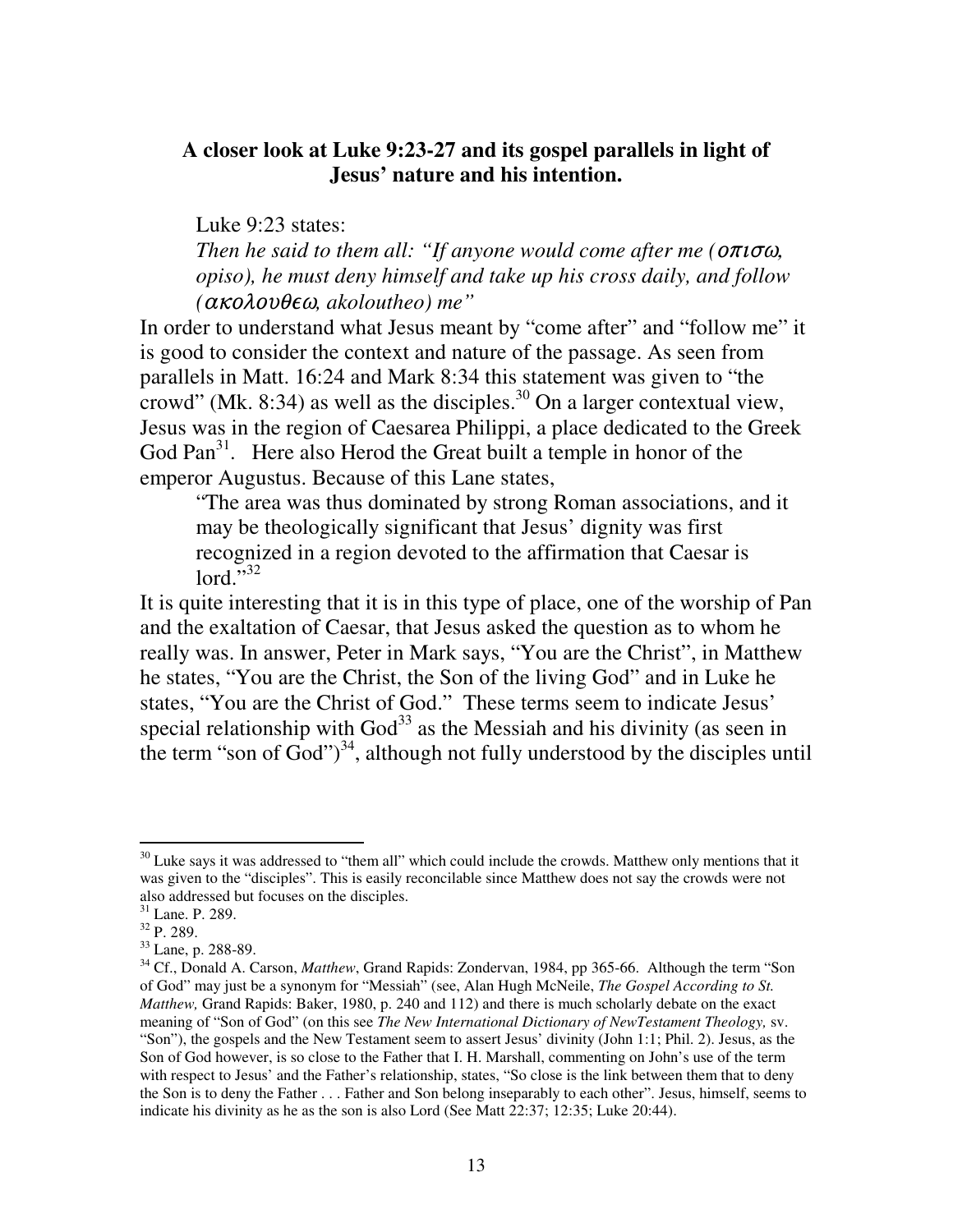**A closer look at Luke 9:23-27 and its gospel parallels in light of Jesus' nature and his intention.**

Luke 9:23 states:

> *Then he said to them all: "If anyone would come after me (οπισω, opiso), he must deny himself and take up his cross daily, and follow (ακολουθεω, akoloutheo) me"*

In order to understand what Jesus meant by "come after" and "follow me" it is good to consider the context and nature of the passage. As seen from parallels in Matt. 16:24 and Mark 8:34 this statement was given to "the crowd" (Mk. 8:34) as well as the disciples.[30] On a larger contextual view, Jesus was in the region of Caesarea Philippi, a place dedicated to the Greek God Pan[31]. Here also Herod the Great built a temple in honor of the emperor Augustus. Because of this Lane states,

> "The area was thus dominated by strong Roman associations, and it may be theologically significant that Jesus' dignity was first recognized in a region devoted to the affirmation that Caesar is lord."[32]

It is quite interesting that it is in this type of place, one of the worship of Pan and the exaltation of Caesar, that Jesus asked the question as to whom he really was. In answer, Peter in Mark says, "You are the Christ", in Matthew he states, "You are the Christ, the Son of the living God" and in Luke he states, "You are the Christ of God." These terms seem to indicate Jesus' special relationship with God[33] as the Messiah and his divinity (as seen in the term "son of God")[34], although not fully understood by the disciples until

---

[30] Luke says it was addressed to "them all" which could include the crowds. Matthew only mentions that it was given to the "disciples". This is easily reconcilable since Matthew does not say the crowds were not also addressed but focuses on the disciples.

[31] Lane. P. 289.

[32] P. 289.

[33] Lane, p. 288-89.

[34] Cf., Donald A. Carson, *Matthew*, Grand Rapids: Zondervan, 1984, pp 365-66. Although the term "Son of God" may just be a synonym for "Messiah" (see, Alan Hugh McNeile, *The Gospel According to St. Matthew,* Grand Rapids: Baker, 1980, p. 240 and 112) and there is much scholarly debate on the exact meaning of "Son of God" (on this see *The New International Dictionary of NewTestament Theology,* sv. "Son"), the gospels and the New Testament seem to assert Jesus' divinity (John 1:1; Phil. 2). Jesus, as the Son of God however, is so close to the Father that I. H. Marshall, commenting on John's use of the term with respect to Jesus' and the Father's relationship, states, "So close is the link between them that to deny the Son is to deny the Father . . . Father and Son belong inseparably to each other". Jesus, himself, seems to indicate his divinity as he as the son is also Lord (See Matt 22:37; 12:35; Luke 20:44).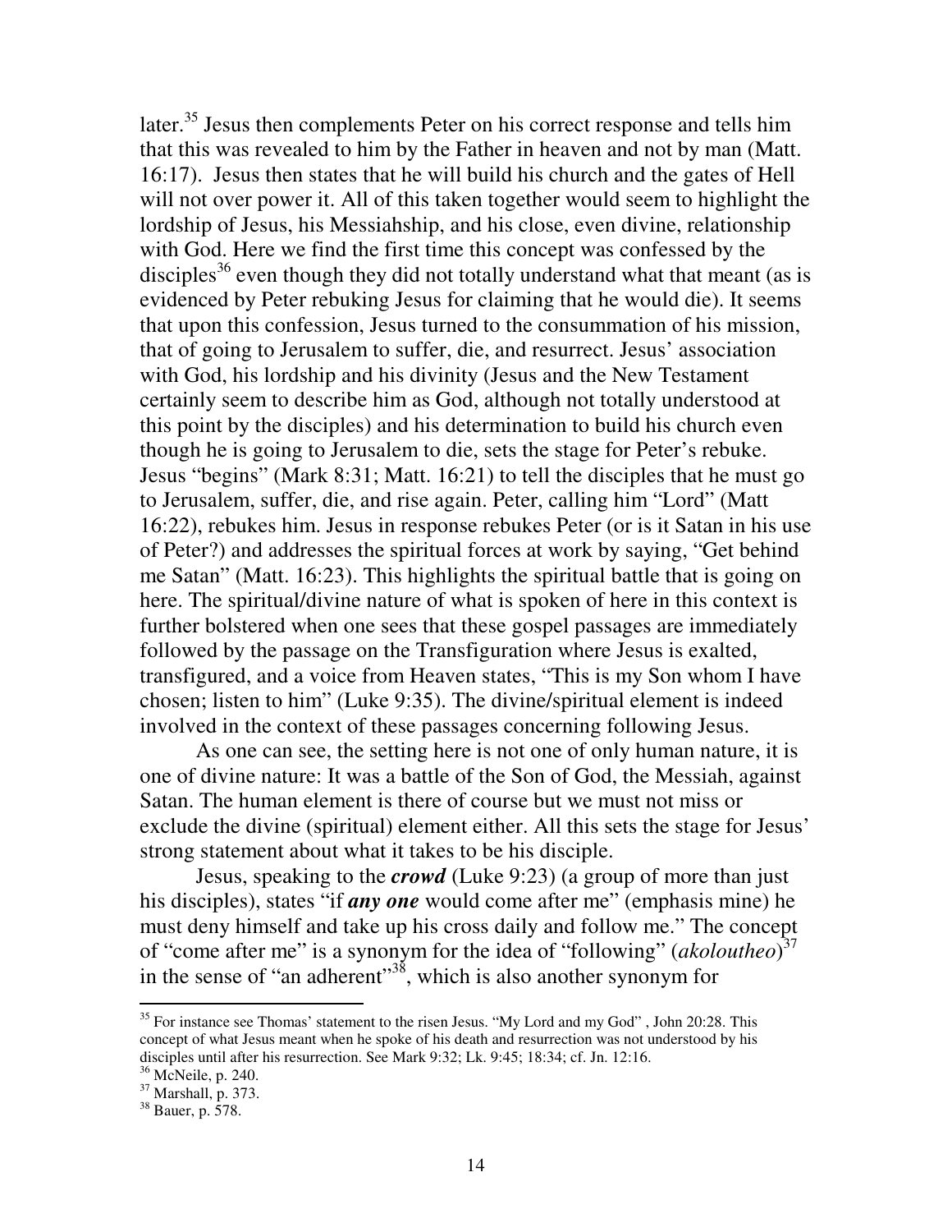later.[35] Jesus then complements Peter on his correct response and tells him that this was revealed to him by the Father in heaven and not by man (Matt. 16:17). Jesus then states that he will build his church and the gates of Hell will not over power it. All of this taken together would seem to highlight the lordship of Jesus, his Messiahship, and his close, even divine, relationship with God. Here we find the first time this concept was confessed by the disciples[36] even though they did not totally understand what that meant (as is evidenced by Peter rebuking Jesus for claiming that he would die). It seems that upon this confession, Jesus turned to the consummation of his mission, that of going to Jerusalem to suffer, die, and resurrect. Jesus' association with God, his lordship and his divinity (Jesus and the New Testament certainly seem to describe him as God, although not totally understood at this point by the disciples) and his determination to build his church even though he is going to Jerusalem to die, sets the stage for Peter's rebuke. Jesus "begins" (Mark 8:31; Matt. 16:21) to tell the disciples that he must go to Jerusalem, suffer, die, and rise again. Peter, calling him "Lord" (Matt 16:22), rebukes him. Jesus in response rebukes Peter (or is it Satan in his use of Peter?) and addresses the spiritual forces at work by saying, "Get behind me Satan" (Matt. 16:23). This highlights the spiritual battle that is going on here. The spiritual/divine nature of what is spoken of here in this context is further bolstered when one sees that these gospel passages are immediately followed by the passage on the Transfiguration where Jesus is exalted, transfigured, and a voice from Heaven states, "This is my Son whom I have chosen; listen to him" (Luke 9:35). The divine/spiritual element is indeed involved in the context of these passages concerning following Jesus.

As one can see, the setting here is not one of only human nature, it is one of divine nature: It was a battle of the Son of God, the Messiah, against Satan. The human element is there of course but we must not miss or exclude the divine (spiritual) element either. All this sets the stage for Jesus' strong statement about what it takes to be his disciple.

Jesus, speaking to the ***crowd*** (Luke 9:23) (a group of more than just his disciples), states "if ***any one*** would come after me" (emphasis mine) he must deny himself and take up his cross daily and follow me." The concept of "come after me" is a synonym for the idea of "following" (*akoloutheo*)[37] in the sense of "an adherent"[38], which is also another synonym for

---

[35] For instance see Thomas' statement to the risen Jesus. "My Lord and my God" , John 20:28. This concept of what Jesus meant when he spoke of his death and resurrection was not understood by his disciples until after his resurrection. See Mark 9:32; Lk. 9:45; 18:34; cf. Jn. 12:16.

[36] McNeile, p. 240.

[37] Marshall, p. 373.

[38] Bauer, p. 578.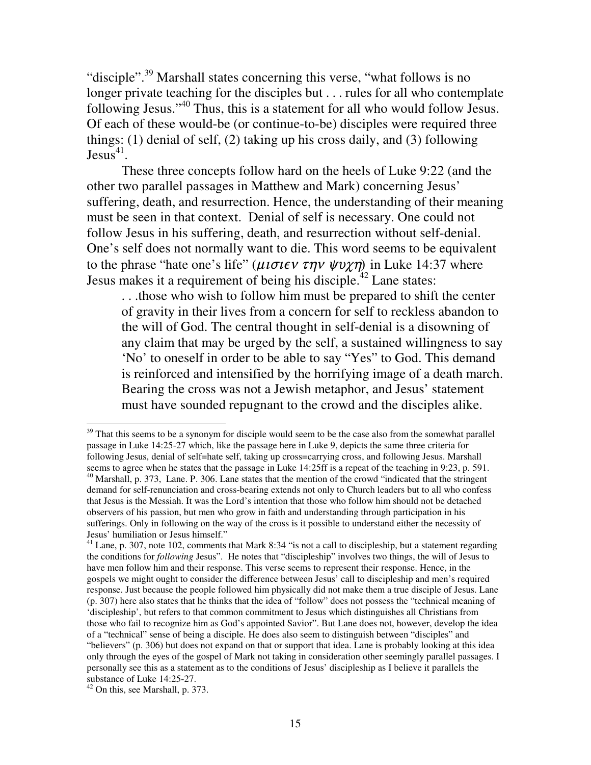"disciple".[39] Marshall states concerning this verse, "what follows is no longer private teaching for the disciples but . . . rules for all who contemplate following Jesus."[40] Thus, this is a statement for all who would follow Jesus. Of each of these would-be (or continue-to-be) disciples were required three things: (1) denial of self, (2) taking up his cross daily, and (3) following Jesus[41].

These three concepts follow hard on the heels of Luke 9:22 (and the other two parallel passages in Matthew and Mark) concerning Jesus' suffering, death, and resurrection. Hence, the understanding of their meaning must be seen in that context. Denial of self is necessary. One could not follow Jesus in his suffering, death, and resurrection without self-denial. One's self does not normally want to die. This word seems to be equivalent to the phrase "hate one's life" (*μισιεν την ψυχη*) in Luke 14:37 where Jesus makes it a requirement of being his disciple.[42] Lane states:

> . . .those who wish to follow him must be prepared to shift the center of gravity in their lives from a concern for self to reckless abandon to the will of God. The central thought in self-denial is a disowning of any claim that may be urged by the self, a sustained willingness to say 'No' to oneself in order to be able to say "Yes" to God. This demand is reinforced and intensified by the horrifying image of a death march. Bearing the cross was not a Jewish metaphor, and Jesus' statement must have sounded repugnant to the crowd and the disciples alike.

---

[39] That this seems to be a synonym for disciple would seem to be the case also from the somewhat parallel passage in Luke 14:25-27 which, like the passage here in Luke 9, depicts the same three criteria for following Jesus, denial of self=hate self, taking up cross=carrying cross, and following Jesus. Marshall seems to agree when he states that the passage in Luke 14:25ff is a repeat of the teaching in 9:23, p. 591.

[40] Marshall, p. 373, Lane. P. 306. Lane states that the mention of the crowd "indicated that the stringent demand for self-renunciation and cross-bearing extends not only to Church leaders but to all who confess that Jesus is the Messiah. It was the Lord's intention that those who follow him should not be detached observers of his passion, but men who grow in faith and understanding through participation in his sufferings. Only in following on the way of the cross is it possible to understand either the necessity of Jesus' humiliation or Jesus himself."

[41] Lane, p. 307, note 102, comments that Mark 8:34 "is not a call to discipleship, but a statement regarding the conditions for *following* Jesus". He notes that "discipleship" involves two things, the will of Jesus to have men follow him and their response. This verse seems to represent their response. Hence, in the gospels we might ought to consider the difference between Jesus' call to discipleship and men's required response. Just because the people followed him physically did not make them a true disciple of Jesus. Lane (p. 307) here also states that he thinks that the idea of "follow" does not possess the "technical meaning of 'discipleship', but refers to that common commitment to Jesus which distinguishes all Christians from those who fail to recognize him as God's appointed Savior". But Lane does not, however, develop the idea of a "technical" sense of being a disciple. He does also seem to distinguish between "disciples" and "believers" (p. 306) but does not expand on that or support that idea. Lane is probably looking at this idea only through the eyes of the gospel of Mark not taking in consideration other seemingly parallel passages. I personally see this as a statement as to the conditions of Jesus' discipleship as I believe it parallels the substance of Luke 14:25-27.

[42] On this, see Marshall, p. 373.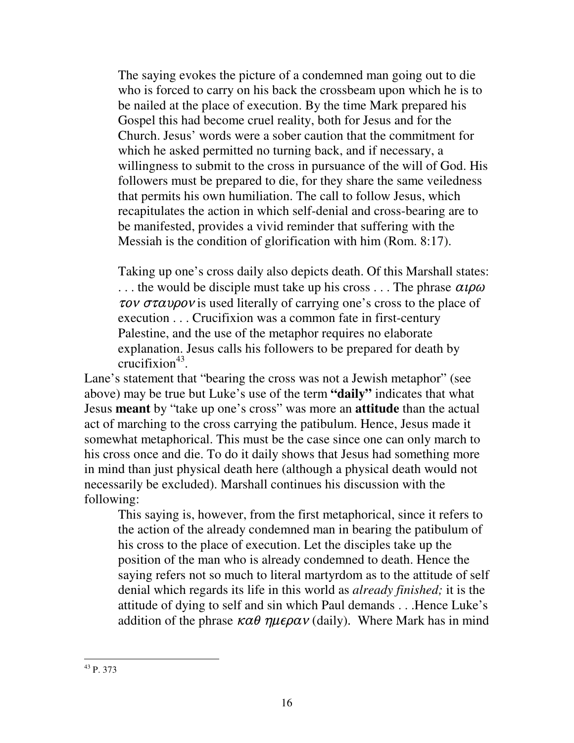> The saying evokes the picture of a condemned man going out to die who is forced to carry on his back the crossbeam upon which he is to be nailed at the place of execution. By the time Mark prepared his Gospel this had become cruel reality, both for Jesus and for the Church. Jesus' words were a sober caution that the commitment for which he asked permitted no turning back, and if necessary, a willingness to submit to the cross in pursuance of the will of God. His followers must be prepared to die, for they share the same veiledness that permits his own humiliation. The call to follow Jesus, which recapitulates the action in which self-denial and cross-bearing are to be manifested, provides a vivid reminder that suffering with the Messiah is the condition of glorification with him (Rom. 8:17).

> Taking up one's cross daily also depicts death. Of this Marshall states: . . . the would be disciple must take up his cross . . . The phrase *αιρω τον σταυρον* is used literally of carrying one's cross to the place of execution . . . Crucifixion was a common fate in first-century Palestine, and the use of the metaphor requires no elaborate explanation. Jesus calls his followers to be prepared for death by crucifixion[43].

Lane's statement that "bearing the cross was not a Jewish metaphor" (see above) may be true but Luke's use of the term **"daily"** indicates that what Jesus **meant** by "take up one's cross" was more an **attitude** than the actual act of marching to the cross carrying the patibulum. Hence, Jesus made it somewhat metaphorical. This must be the case since one can only march to his cross once and die. To do it daily shows that Jesus had something more in mind than just physical death here (although a physical death would not necessarily be excluded). Marshall continues his discussion with the following:

> This saying is, however, from the first metaphorical, since it refers to the action of the already condemned man in bearing the patibulum of his cross to the place of execution. Let the disciples take up the position of the man who is already condemned to death. Hence the saying refers not so much to literal martyrdom as to the attitude of self denial which regards its life in this world as *already finished;* it is the attitude of dying to self and sin which Paul demands . . .Hence Luke's addition of the phrase *καθ ημεραν* (daily). Where Mark has in mind

---

[43] P. 373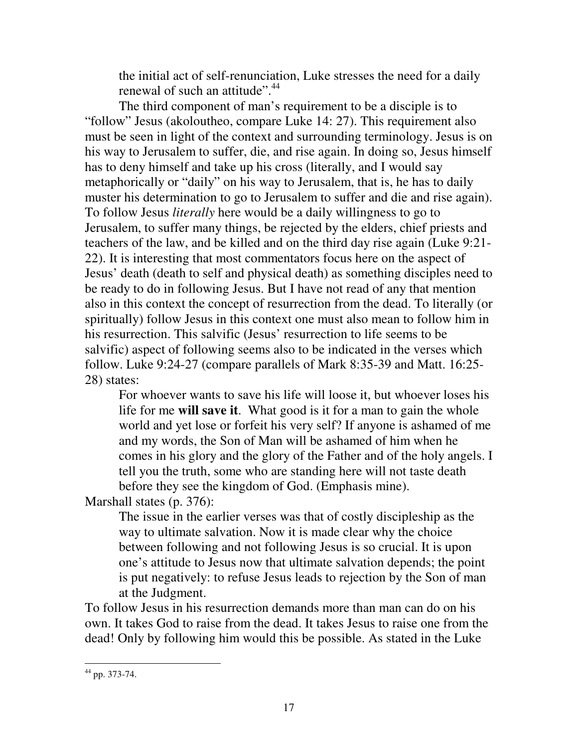> the initial act of self-renunciation, Luke stresses the need for a daily renewal of such an attitude".[44]

The third component of man's requirement to be a disciple is to "follow" Jesus (akoloutheo, compare Luke 14: 27). This requirement also must be seen in light of the context and surrounding terminology. Jesus is on his way to Jerusalem to suffer, die, and rise again. In doing so, Jesus himself has to deny himself and take up his cross (literally, and I would say metaphorically or "daily" on his way to Jerusalem, that is, he has to daily muster his determination to go to Jerusalem to suffer and die and rise again). To follow Jesus *literally* here would be a daily willingness to go to Jerusalem, to suffer many things, be rejected by the elders, chief priests and teachers of the law, and be killed and on the third day rise again (Luke 9:21-22). It is interesting that most commentators focus here on the aspect of Jesus' death (death to self and physical death) as something disciples need to be ready to do in following Jesus. But I have not read of any that mention also in this context the concept of resurrection from the dead. To literally (or spiritually) follow Jesus in this context one must also mean to follow him in his resurrection. This salvific (Jesus' resurrection to life seems to be salvific) aspect of following seems also to be indicated in the verses which follow. Luke 9:24-27 (compare parallels of Mark 8:35-39 and Matt. 16:25-28) states:

> For whoever wants to save his life will loose it, but whoever loses his life for me **will save it**. What good is it for a man to gain the whole world and yet lose or forfeit his very self? If anyone is ashamed of me and my words, the Son of Man will be ashamed of him when he comes in his glory and the glory of the Father and of the holy angels. I tell you the truth, some who are standing here will not taste death before they see the kingdom of God. (Emphasis mine).

Marshall states (p. 376):

> The issue in the earlier verses was that of costly discipleship as the way to ultimate salvation. Now it is made clear why the choice between following and not following Jesus is so crucial. It is upon one's attitude to Jesus now that ultimate salvation depends; the point is put negatively: to refuse Jesus leads to rejection by the Son of man at the Judgment.

To follow Jesus in his resurrection demands more than man can do on his own. It takes God to raise from the dead. It takes Jesus to raise one from the dead! Only by following him would this be possible. As stated in the Luke

---

[44] pp. 373-74.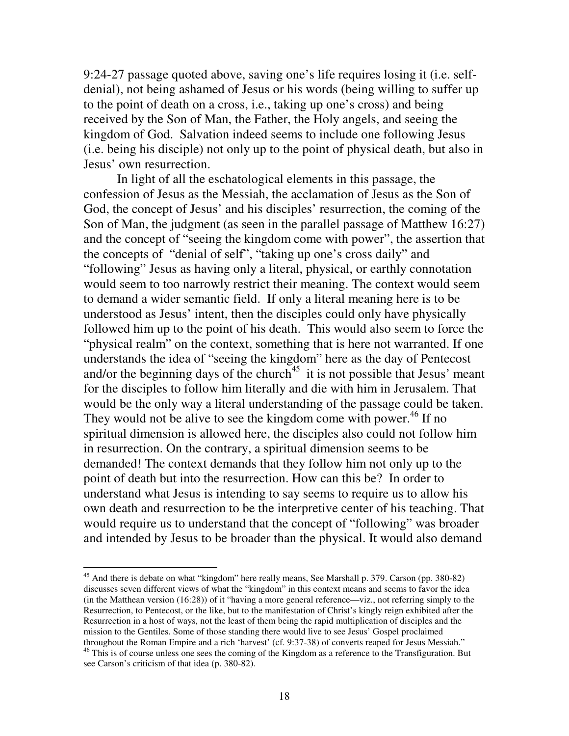9:24-27 passage quoted above, saving one's life requires losing it (i.e. self-denial), not being ashamed of Jesus or his words (being willing to suffer up to the point of death on a cross, i.e., taking up one's cross) and being received by the Son of Man, the Father, the Holy angels, and seeing the kingdom of God. Salvation indeed seems to include one following Jesus (i.e. being his disciple) not only up to the point of physical death, but also in Jesus' own resurrection.

In light of all the eschatological elements in this passage, the confession of Jesus as the Messiah, the acclamation of Jesus as the Son of God, the concept of Jesus' and his disciples' resurrection, the coming of the Son of Man, the judgment (as seen in the parallel passage of Matthew 16:27) and the concept of "seeing the kingdom come with power", the assertion that the concepts of "denial of self", "taking up one's cross daily" and "following" Jesus as having only a literal, physical, or earthly connotation would seem to too narrowly restrict their meaning. The context would seem to demand a wider semantic field. If only a literal meaning here is to be understood as Jesus' intent, then the disciples could only have physically followed him up to the point of his death. This would also seem to force the "physical realm" on the context, something that is here not warranted. If one understands the idea of "seeing the kingdom" here as the day of Pentecost and/or the beginning days of the church[45] it is not possible that Jesus' meant for the disciples to follow him literally and die with him in Jerusalem. That would be the only way a literal understanding of the passage could be taken. They would not be alive to see the kingdom come with power.[46] If no spiritual dimension is allowed here, the disciples also could not follow him in resurrection. On the contrary, a spiritual dimension seems to be demanded! The context demands that they follow him not only up to the point of death but into the resurrection. How can this be? In order to understand what Jesus is intending to say seems to require us to allow his own death and resurrection to be the interpretive center of his teaching. That would require us to understand that the concept of "following" was broader and intended by Jesus to be broader than the physical. It would also demand

[45] And there is debate on what "kingdom" here really means, See Marshall p. 379. Carson (pp. 380-82) discusses seven different views of what the "kingdom" in this context means and seems to favor the idea (in the Matthean version (16:28)) of it "having a more general reference—viz., not referring simply to the Resurrection, to Pentecost, or the like, but to the manifestation of Christ's kingly reign exhibited after the Resurrection in a host of ways, not the least of them being the rapid multiplication of disciples and the mission to the Gentiles. Some of those standing there would live to see Jesus' Gospel proclaimed throughout the Roman Empire and a rich 'harvest' (cf. 9:37-38) of converts reaped for Jesus Messiah."

[46] This is of course unless one sees the coming of the Kingdom as a reference to the Transfiguration. But see Carson's criticism of that idea (p. 380-82).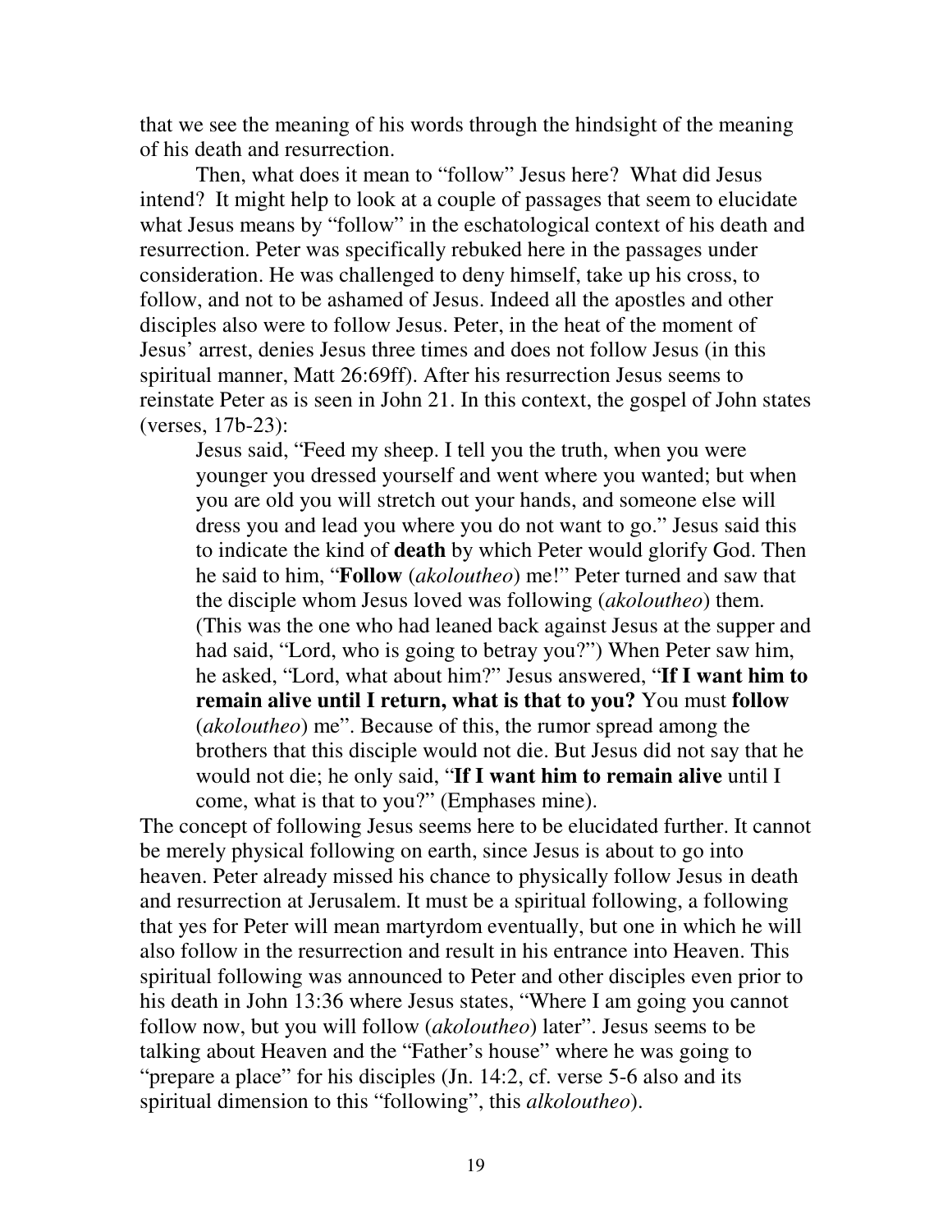that we see the meaning of his words through the hindsight of the meaning of his death and resurrection.

Then, what does it mean to "follow" Jesus here? What did Jesus intend? It might help to look at a couple of passages that seem to elucidate what Jesus means by "follow" in the eschatological context of his death and resurrection. Peter was specifically rebuked here in the passages under consideration. He was challenged to deny himself, take up his cross, to follow, and not to be ashamed of Jesus. Indeed all the apostles and other disciples also were to follow Jesus. Peter, in the heat of the moment of Jesus' arrest, denies Jesus three times and does not follow Jesus (in this spiritual manner, Matt 26:69ff). After his resurrection Jesus seems to reinstate Peter as is seen in John 21. In this context, the gospel of John states (verses, 17b-23):

> Jesus said, "Feed my sheep. I tell you the truth, when you were younger you dressed yourself and went where you wanted; but when you are old you will stretch out your hands, and someone else will dress you and lead you where you do not want to go." Jesus said this to indicate the kind of **death** by which Peter would glorify God. Then he said to him, "**Follow** (*akoloutheo*) me!" Peter turned and saw that the disciple whom Jesus loved was following (*akoloutheo*) them. (This was the one who had leaned back against Jesus at the supper and had said, "Lord, who is going to betray you?") When Peter saw him, he asked, "Lord, what about him?" Jesus answered, "**If I want him to remain alive until I return, what is that to you?** You must **follow** (*akoloutheo*) me". Because of this, the rumor spread among the brothers that this disciple would not die. But Jesus did not say that he would not die; he only said, "**If I want him to remain alive** until I come, what is that to you?" (Emphases mine).

The concept of following Jesus seems here to be elucidated further. It cannot be merely physical following on earth, since Jesus is about to go into heaven. Peter already missed his chance to physically follow Jesus in death and resurrection at Jerusalem. It must be a spiritual following, a following that yes for Peter will mean martyrdom eventually, but one in which he will also follow in the resurrection and result in his entrance into Heaven. This spiritual following was announced to Peter and other disciples even prior to his death in John 13:36 where Jesus states, "Where I am going you cannot follow now, but you will follow (*akoloutheo*) later". Jesus seems to be talking about Heaven and the "Father's house" where he was going to "prepare a place" for his disciples (Jn. 14:2, cf. verse 5-6 also and its spiritual dimension to this "following", this *alkoloutheo*).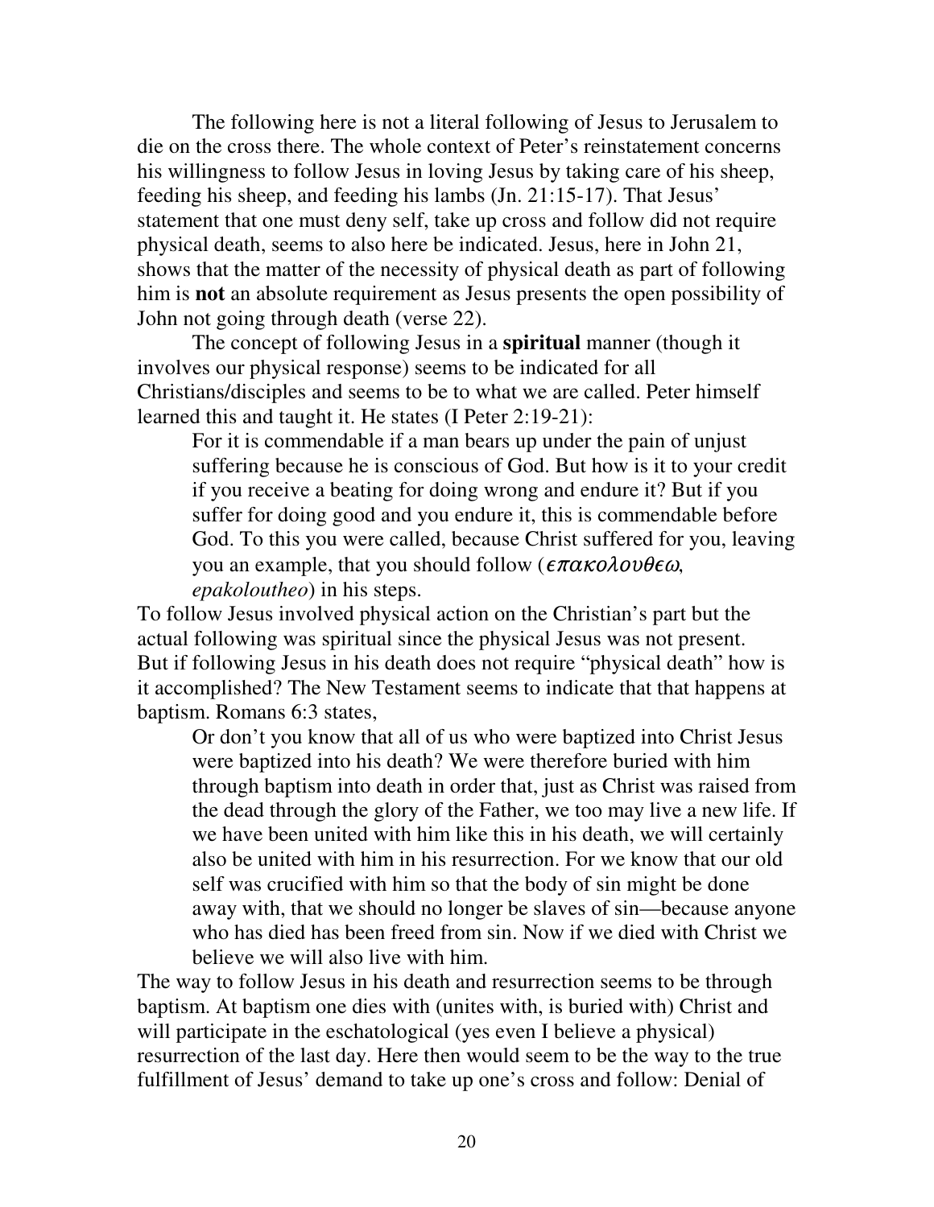The following here is not a literal following of Jesus to Jerusalem to die on the cross there. The whole context of Peter's reinstatement concerns his willingness to follow Jesus in loving Jesus by taking care of his sheep, feeding his sheep, and feeding his lambs (Jn. 21:15-17). That Jesus' statement that one must deny self, take up cross and follow did not require physical death, seems to also here be indicated. Jesus, here in John 21, shows that the matter of the necessity of physical death as part of following him is **not** an absolute requirement as Jesus presents the open possibility of John not going through death (verse 22).

The concept of following Jesus in a **spiritual** manner (though it involves our physical response) seems to be indicated for all Christians/disciples and seems to be to what we are called. Peter himself learned this and taught it. He states (I Peter 2:19-21):

> For it is commendable if a man bears up under the pain of unjust suffering because he is conscious of God. But how is it to your credit if you receive a beating for doing wrong and endure it? But if you suffer for doing good and you endure it, this is commendable before God. To this you were called, because Christ suffered for you, leaving you an example, that you should follow (*επακολουθεω*, *epakoloutheo*) in his steps.

To follow Jesus involved physical action on the Christian's part but the actual following was spiritual since the physical Jesus was not present. But if following Jesus in his death does not require "physical death" how is it accomplished? The New Testament seems to indicate that that happens at baptism. Romans 6:3 states,

> Or don't you know that all of us who were baptized into Christ Jesus were baptized into his death? We were therefore buried with him through baptism into death in order that, just as Christ was raised from the dead through the glory of the Father, we too may live a new life. If we have been united with him like this in his death, we will certainly also be united with him in his resurrection. For we know that our old self was crucified with him so that the body of sin might be done away with, that we should no longer be slaves of sin—because anyone who has died has been freed from sin. Now if we died with Christ we believe we will also live with him.

The way to follow Jesus in his death and resurrection seems to be through baptism. At baptism one dies with (unites with, is buried with) Christ and will participate in the eschatological (yes even I believe a physical) resurrection of the last day. Here then would seem to be the way to the true fulfillment of Jesus' demand to take up one's cross and follow: Denial of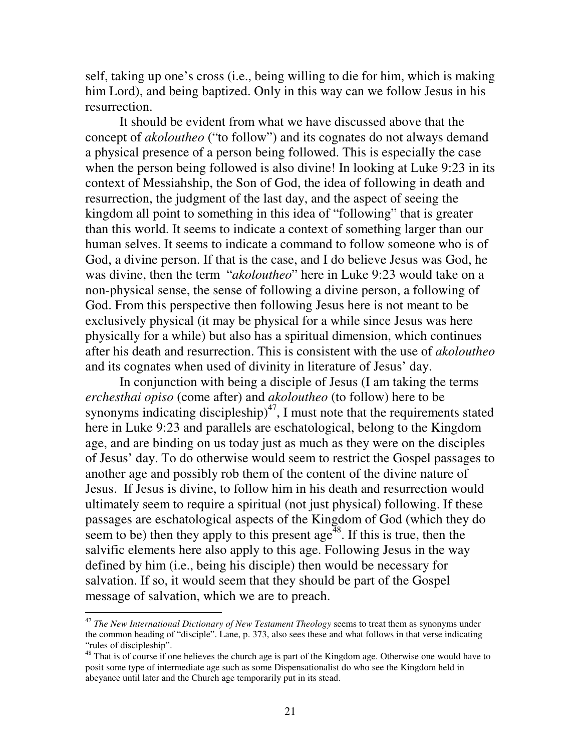self, taking up one's cross (i.e., being willing to die for him, which is making him Lord), and being baptized. Only in this way can we follow Jesus in his resurrection.

It should be evident from what we have discussed above that the concept of *akoloutheo* ("to follow") and its cognates do not always demand a physical presence of a person being followed. This is especially the case when the person being followed is also divine! In looking at Luke 9:23 in its context of Messiahship, the Son of God, the idea of following in death and resurrection, the judgment of the last day, and the aspect of seeing the kingdom all point to something in this idea of "following" that is greater than this world. It seems to indicate a context of something larger than our human selves. It seems to indicate a command to follow someone who is of God, a divine person. If that is the case, and I do believe Jesus was God, he was divine, then the term "*akoloutheo*" here in Luke 9:23 would take on a non-physical sense, the sense of following a divine person, a following of God. From this perspective then following Jesus here is not meant to be exclusively physical (it may be physical for a while since Jesus was here physically for a while) but also has a spiritual dimension, which continues after his death and resurrection. This is consistent with the use of *akoloutheo* and its cognates when used of divinity in literature of Jesus' day.

In conjunction with being a disciple of Jesus (I am taking the terms *erchesthai opiso* (come after) and *akoloutheo* (to follow) here to be synonyms indicating discipleship)[47], I must note that the requirements stated here in Luke 9:23 and parallels are eschatological, belong to the Kingdom age, and are binding on us today just as much as they were on the disciples of Jesus' day. To do otherwise would seem to restrict the Gospel passages to another age and possibly rob them of the content of the divine nature of Jesus. If Jesus is divine, to follow him in his death and resurrection would ultimately seem to require a spiritual (not just physical) following. If these passages are eschatological aspects of the Kingdom of God (which they do seem to be) then they apply to this present age[48]. If this is true, then the salvific elements here also apply to this age. Following Jesus in the way defined by him (i.e., being his disciple) then would be necessary for salvation. If so, it would seem that they should be part of the Gospel message of salvation, which we are to preach.

---

[47] *The New International Dictionary of New Testament Theology* seems to treat them as synonyms under the common heading of "disciple". Lane, p. 373, also sees these and what follows in that verse indicating "rules of discipleship".

[48] That is of course if one believes the church age is part of the Kingdom age. Otherwise one would have to posit some type of intermediate age such as some Dispensationalist do who see the Kingdom held in abeyance until later and the Church age temporarily put in its stead.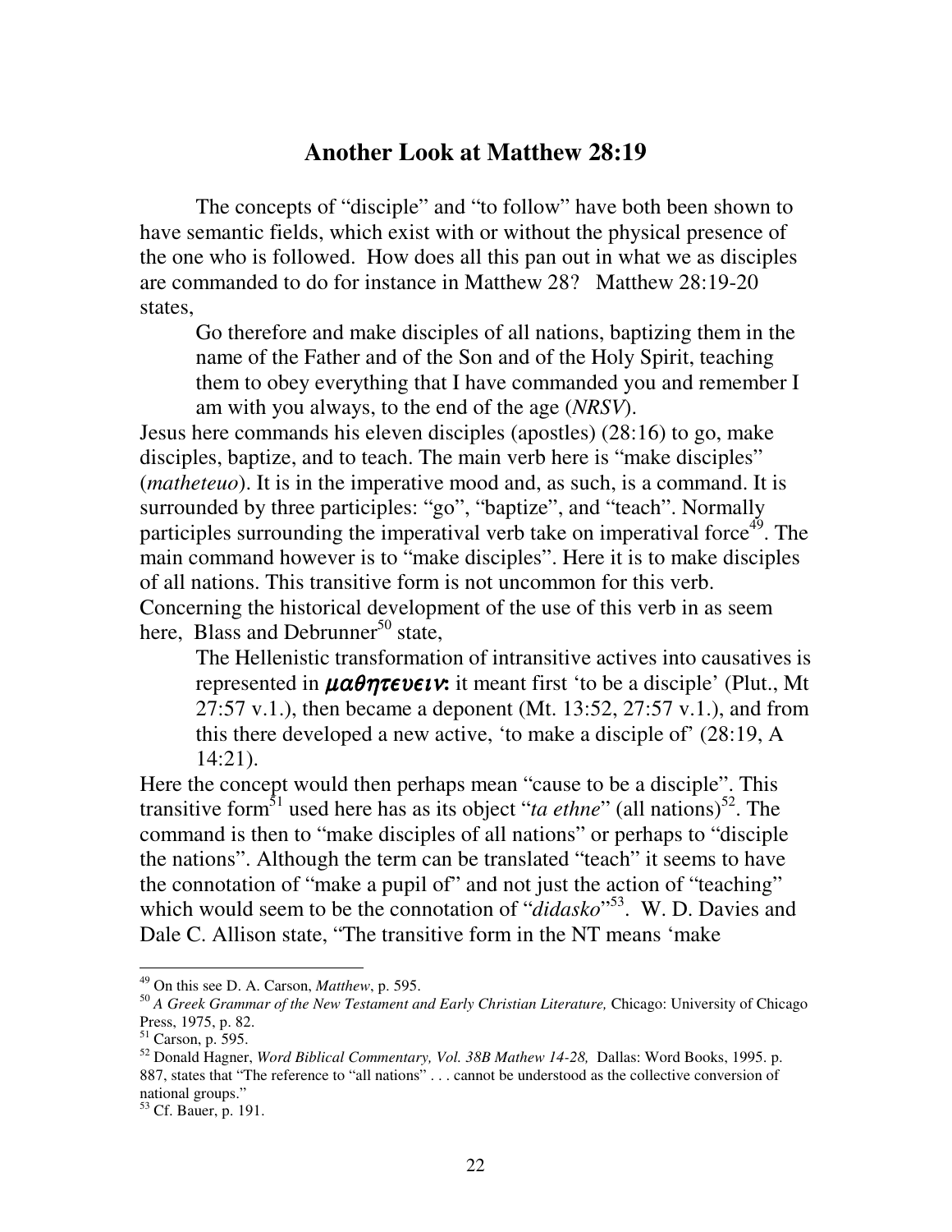## Another Look at Matthew 28:19

The concepts of "disciple" and "to follow" have both been shown to have semantic fields, which exist with or without the physical presence of the one who is followed. How does all this pan out in what we as disciples are commanded to do for instance in Matthew 28? Matthew 28:19-20 states,

> Go therefore and make disciples of all nations, baptizing them in the name of the Father and of the Son and of the Holy Spirit, teaching them to obey everything that I have commanded you and remember I am with you always, to the end of the age (*NRSV*).

Jesus here commands his eleven disciples (apostles) (28:16) to go, make disciples, baptize, and to teach. The main verb here is "make disciples" (*matheteuo*). It is in the imperative mood and, as such, is a command. It is surrounded by three participles: "go", "baptize", and "teach". Normally participles surrounding the imperatival verb take on imperatival force[49]. The main command however is to "make disciples". Here it is to make disciples of all nations. This transitive form is not uncommon for this verb. Concerning the historical development of the use of this verb in as seem here, Blass and Debrunner[50] state,

> The Hellenistic transformation of intransitive actives into causatives is represented in ***μαθητευειν*:** it meant first 'to be a disciple' (Plut., Mt 27:57 v.1.), then became a deponent (Mt. 13:52, 27:57 v.1.), and from this there developed a new active, 'to make a disciple of' (28:19, A 14:21).

Here the concept would then perhaps mean "cause to be a disciple". This transitive form[51] used here has as its object "*ta ethne*" (all nations)[52]. The command is then to "make disciples of all nations" or perhaps to "disciple the nations". Although the term can be translated "teach" it seems to have the connotation of "make a pupil of" and not just the action of "teaching" which would seem to be the connotation of "*didasko*"[53]. W. D. Davies and Dale C. Allison state, "The transitive form in the NT means 'make

---

[49] On this see D. A. Carson, *Matthew*, p. 595.

[50] *A Greek Grammar of the New Testament and Early Christian Literature,* Chicago: University of Chicago Press, 1975, p. 82.

[51] Carson, p. 595.

[52] Donald Hagner, *Word Biblical Commentary, Vol. 38B Mathew 14-28,* Dallas: Word Books, 1995. p. 887, states that "The reference to "all nations" . . . cannot be understood as the collective conversion of national groups."

[53] Cf. Bauer, p. 191.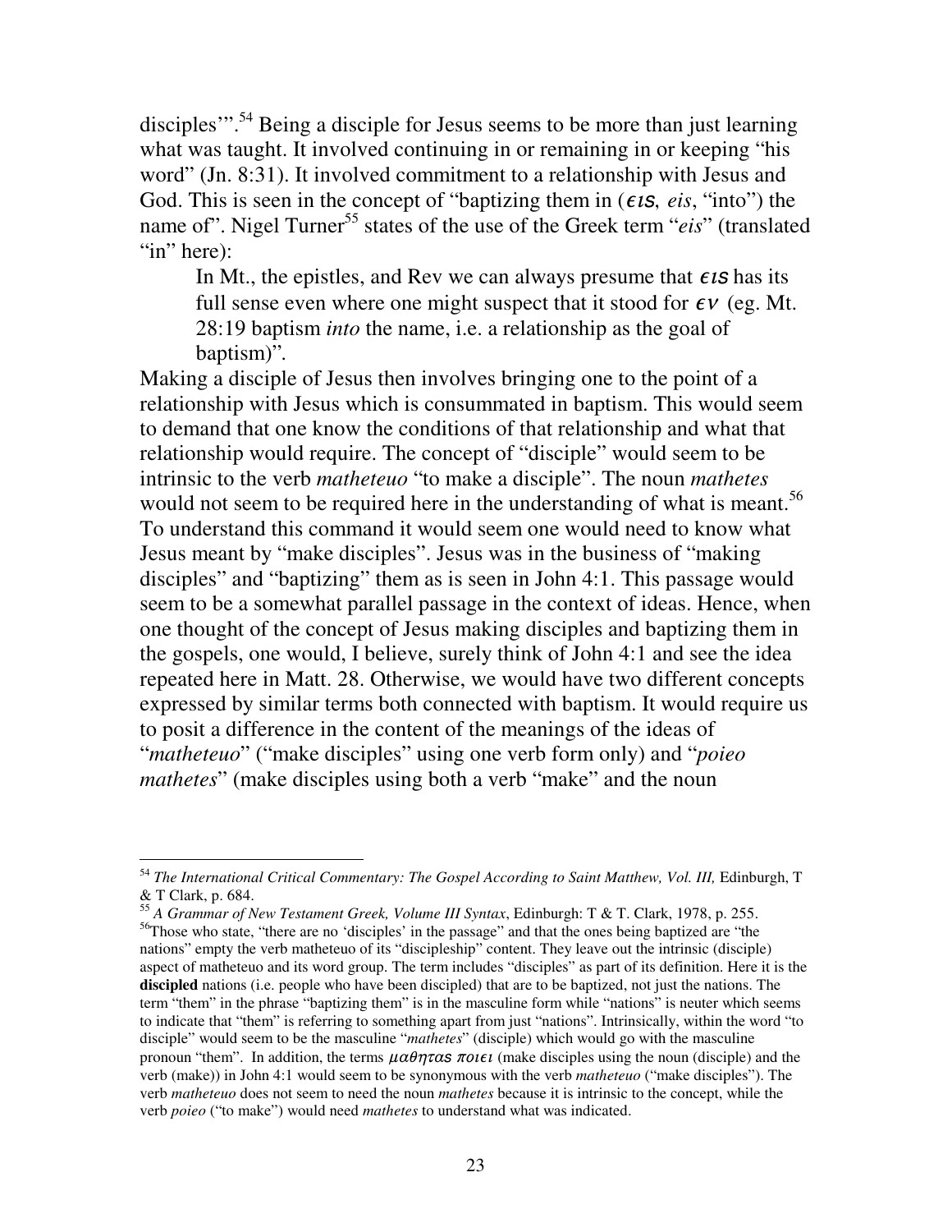disciples'".[54] Being a disciple for Jesus seems to be more than just learning what was taught. It involved continuing in or remaining in or keeping "his word" (Jn. 8:31). It involved commitment to a relationship with Jesus and God. This is seen in the concept of "baptizing them in (*εις*, *eis*, "into") the name of". Nigel Turner[55] states of the use of the Greek term "*eis*" (translated "in" here):

> In Mt., the epistles, and Rev we can always presume that *εις* has its full sense even where one might suspect that it stood for *εν* (eg. Mt. 28:19 baptism *into* the name, i.e. a relationship as the goal of baptism)".

Making a disciple of Jesus then involves bringing one to the point of a relationship with Jesus which is consummated in baptism. This would seem to demand that one know the conditions of that relationship and what that relationship would require. The concept of "disciple" would seem to be intrinsic to the verb *matheteuo* "to make a disciple". The noun *mathetes* would not seem to be required here in the understanding of what is meant.[56] To understand this command it would seem one would need to know what Jesus meant by "make disciples". Jesus was in the business of "making disciples" and "baptizing" them as is seen in John 4:1. This passage would seem to be a somewhat parallel passage in the context of ideas. Hence, when one thought of the concept of Jesus making disciples and baptizing them in the gospels, one would, I believe, surely think of John 4:1 and see the idea repeated here in Matt. 28. Otherwise, we would have two different concepts expressed by similar terms both connected with baptism. It would require us to posit a difference in the content of the meanings of the ideas of "*matheteuo*" ("make disciples" using one verb form only) and "*poieo mathetes*" (make disciples using both a verb "make" and the noun

---

[54] *The International Critical Commentary: The Gospel According to Saint Matthew, Vol. III,* Edinburgh, T & T Clark, p. 684.

[55] *A Grammar of New Testament Greek, Volume III Syntax*, Edinburgh: T & T. Clark, 1978, p. 255.

[56] Those who state, "there are no 'disciples' in the passage" and that the ones being baptized are "the nations" empty the verb matheteuo of its "discipleship" content. They leave out the intrinsic (disciple) aspect of matheteuo and its word group. The term includes "disciples" as part of its definition. Here it is the **discipled** nations (i.e. people who have been discipled) that are to be baptized, not just the nations. The term "them" in the phrase "baptizing them" is in the masculine form while "nations" is neuter which seems to indicate that "them" is referring to something apart from just "nations". Intrinsically, within the word "to disciple" would seem to be the masculine "*mathetes*" (disciple) which would go with the masculine pronoun "them". In addition, the terms *μαθητας ποιει* (make disciples using the noun (disciple) and the verb (make)) in John 4:1 would seem to be synonymous with the verb *matheteuo* ("make disciples"). The verb *matheteuo* does not seem to need the noun *mathetes* because it is intrinsic to the concept, while the verb *poieo* ("to make") would need *mathetes* to understand what was indicated.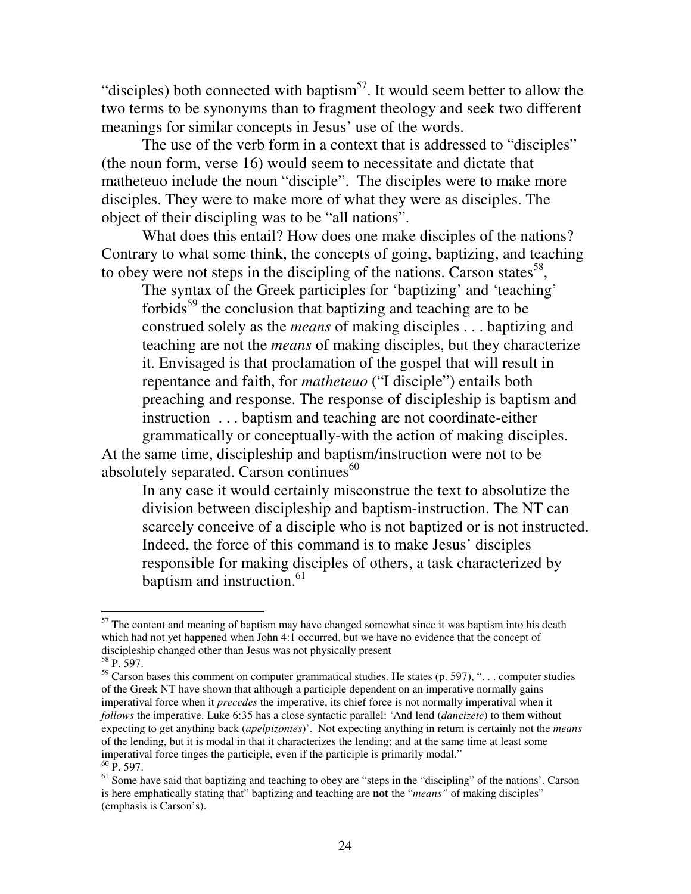"disciples) both connected with baptism[57]. It would seem better to allow the two terms to be synonyms than to fragment theology and seek two different meanings for similar concepts in Jesus' use of the words.

The use of the verb form in a context that is addressed to "disciples" (the noun form, verse 16) would seem to necessitate and dictate that matheteuo include the noun "disciple". The disciples were to make more disciples. They were to make more of what they were as disciples. The object of their discipling was to be "all nations".

What does this entail? How does one make disciples of the nations? Contrary to what some think, the concepts of going, baptizing, and teaching to obey were not steps in the discipling of the nations. Carson states[58],

> The syntax of the Greek participles for 'baptizing' and 'teaching' forbids[59] the conclusion that baptizing and teaching are to be construed solely as the *means* of making disciples . . . baptizing and teaching are not the *means* of making disciples, but they characterize it. Envisaged is that proclamation of the gospel that will result in repentance and faith, for *matheteuo* ("I disciple") entails both preaching and response. The response of discipleship is baptism and instruction . . . baptism and teaching are not coordinate-either grammatically or conceptually-with the action of making disciples.

At the same time, discipleship and baptism/instruction were not to be absolutely separated. Carson continues[60]

> In any case it would certainly misconstrue the text to absolutize the division between discipleship and baptism-instruction. The NT can scarcely conceive of a disciple who is not baptized or is not instructed. Indeed, the force of this command is to make Jesus' disciples responsible for making disciples of others, a task characterized by baptism and instruction.[61]

---

[57] The content and meaning of baptism may have changed somewhat since it was baptism into his death which had not yet happened when John 4:1 occurred, but we have no evidence that the concept of discipleship changed other than Jesus was not physically present

[58] P. 597.

[59] Carson bases this comment on computer grammatical studies. He states (p. 597), ". . . computer studies of the Greek NT have shown that although a participle dependent on an imperative normally gains imperatival force when it *precedes* the imperative, its chief force is not normally imperatival when it *follows* the imperative. Luke 6:35 has a close syntactic parallel: 'And lend (*daneizete*) to them without expecting to get anything back (*apelpizontes*)'. Not expecting anything in return is certainly not the *means* of the lending, but it is modal in that it characterizes the lending; and at the same time at least some imperatival force tinges the participle, even if the participle is primarily modal."

[60] P. 597.

[61] Some have said that baptizing and teaching to obey are "steps in the "discipling" of the nations'. Carson is here emphatically stating that" baptizing and teaching are **not** the "*means"* of making disciples" (emphasis is Carson's).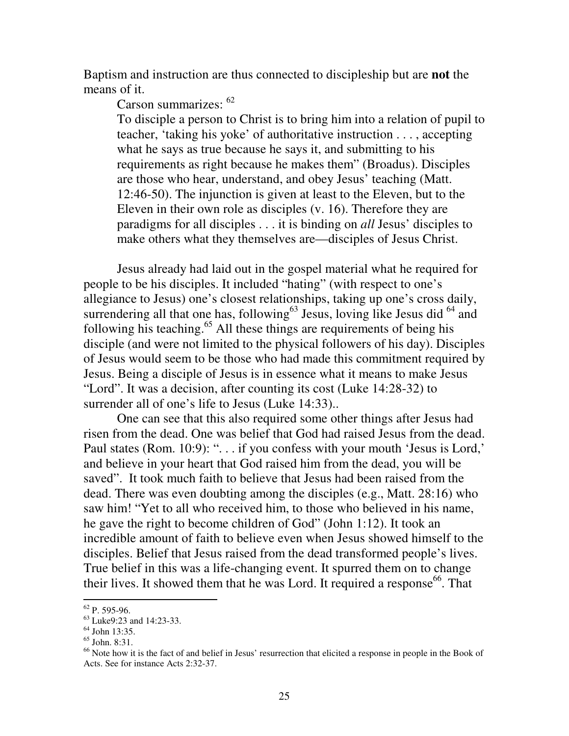Baptism and instruction are thus connected to discipleship but are **not** the means of it.

Carson summarizes: [62]

> To disciple a person to Christ is to bring him into a relation of pupil to teacher, 'taking his yoke' of authoritative instruction . . . , accepting what he says as true because he says it, and submitting to his requirements as right because he makes them" (Broadus). Disciples are those who hear, understand, and obey Jesus' teaching (Matt. 12:46-50). The injunction is given at least to the Eleven, but to the Eleven in their own role as disciples (v. 16). Therefore they are paradigms for all disciples . . . it is binding on *all* Jesus' disciples to make others what they themselves are—disciples of Jesus Christ.

Jesus already had laid out in the gospel material what he required for people to be his disciples. It included "hating" (with respect to one's allegiance to Jesus) one's closest relationships, taking up one's cross daily, surrendering all that one has, following[63] Jesus, loving like Jesus did [64] and following his teaching.[65] All these things are requirements of being his disciple (and were not limited to the physical followers of his day). Disciples of Jesus would seem to be those who had made this commitment required by Jesus. Being a disciple of Jesus is in essence what it means to make Jesus "Lord". It was a decision, after counting its cost (Luke 14:28-32) to surrender all of one's life to Jesus (Luke 14:33)..

One can see that this also required some other things after Jesus had risen from the dead. One was belief that God had raised Jesus from the dead. Paul states (Rom. 10:9): ". . . if you confess with your mouth 'Jesus is Lord,' and believe in your heart that God raised him from the dead, you will be saved". It took much faith to believe that Jesus had been raised from the dead. There was even doubting among the disciples (e.g., Matt. 28:16) who saw him! "Yet to all who received him, to those who believed in his name, he gave the right to become children of God" (John 1:12). It took an incredible amount of faith to believe even when Jesus showed himself to the disciples. Belief that Jesus raised from the dead transformed people's lives. True belief in this was a life-changing event. It spurred them on to change their lives. It showed them that he was Lord. It required a response[66]. That

---

[62] P. 595-96.

[63] Luke9:23 and 14:23-33.

[64] John 13:35.

[65] John. 8:31.

[66] Note how it is the fact of and belief in Jesus' resurrection that elicited a response in people in the Book of Acts. See for instance Acts 2:32-37.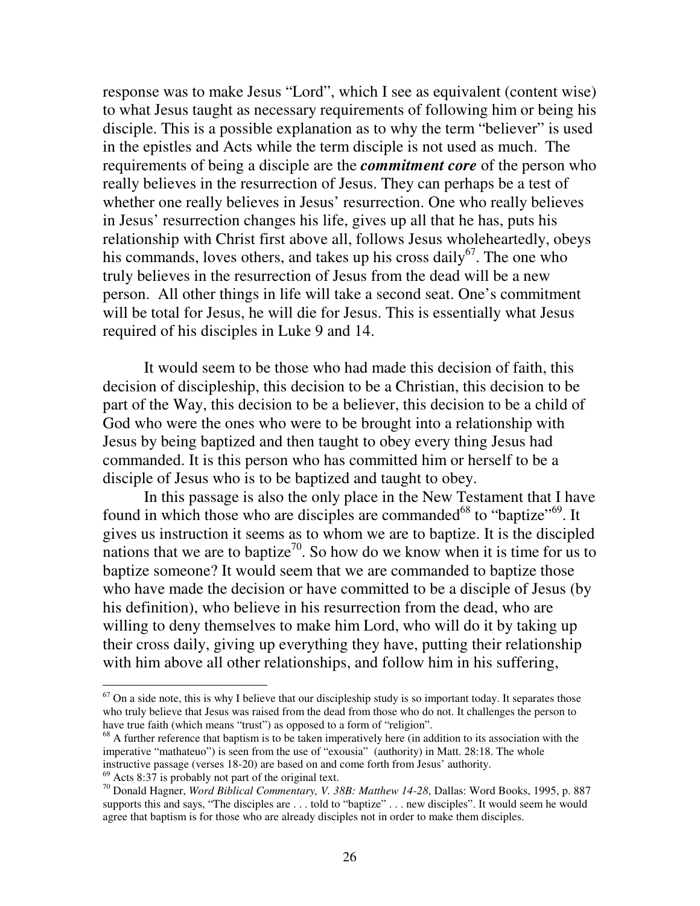response was to make Jesus "Lord", which I see as equivalent (content wise) to what Jesus taught as necessary requirements of following him or being his disciple. This is a possible explanation as to why the term "believer" is used in the epistles and Acts while the term disciple is not used as much. The requirements of being a disciple are the ***commitment core*** of the person who really believes in the resurrection of Jesus. They can perhaps be a test of whether one really believes in Jesus' resurrection. One who really believes in Jesus' resurrection changes his life, gives up all that he has, puts his relationship with Christ first above all, follows Jesus wholeheartedly, obeys his commands, loves others, and takes up his cross daily[67]. The one who truly believes in the resurrection of Jesus from the dead will be a new person. All other things in life will take a second seat. One's commitment will be total for Jesus, he will die for Jesus. This is essentially what Jesus required of his disciples in Luke 9 and 14.

It would seem to be those who had made this decision of faith, this decision of discipleship, this decision to be a Christian, this decision to be part of the Way, this decision to be a believer, this decision to be a child of God who were the ones who were to be brought into a relationship with Jesus by being baptized and then taught to obey every thing Jesus had commanded. It is this person who has committed him or herself to be a disciple of Jesus who is to be baptized and taught to obey.

In this passage is also the only place in the New Testament that I have found in which those who are disciples are commanded[68] to "baptize"[69]. It gives us instruction it seems as to whom we are to baptize. It is the discipled nations that we are to baptize[70]. So how do we know when it is time for us to baptize someone? It would seem that we are commanded to baptize those who have made the decision or have committed to be a disciple of Jesus (by his definition), who believe in his resurrection from the dead, who are willing to deny themselves to make him Lord, who will do it by taking up their cross daily, giving up everything they have, putting their relationship with him above all other relationships, and follow him in his suffering,

---

[67] On a side note, this is why I believe that our discipleship study is so important today. It separates those who truly believe that Jesus was raised from the dead from those who do not. It challenges the person to have true faith (which means "trust") as opposed to a form of "religion".

[68] A further reference that baptism is to be taken imperatively here (in addition to its association with the imperative "mathateuo") is seen from the use of "exousia" (authority) in Matt. 28:18. The whole instructive passage (verses 18-20) are based on and come forth from Jesus' authority.

[69] Acts 8:37 is probably not part of the original text.

[70] Donald Hagner, *Word Biblical Commentary, V. 38B: Matthew 14-28*, Dallas: Word Books, 1995, p. 887 supports this and says, "The disciples are . . . told to "baptize" . . . new disciples". It would seem he would agree that baptism is for those who are already disciples not in order to make them disciples.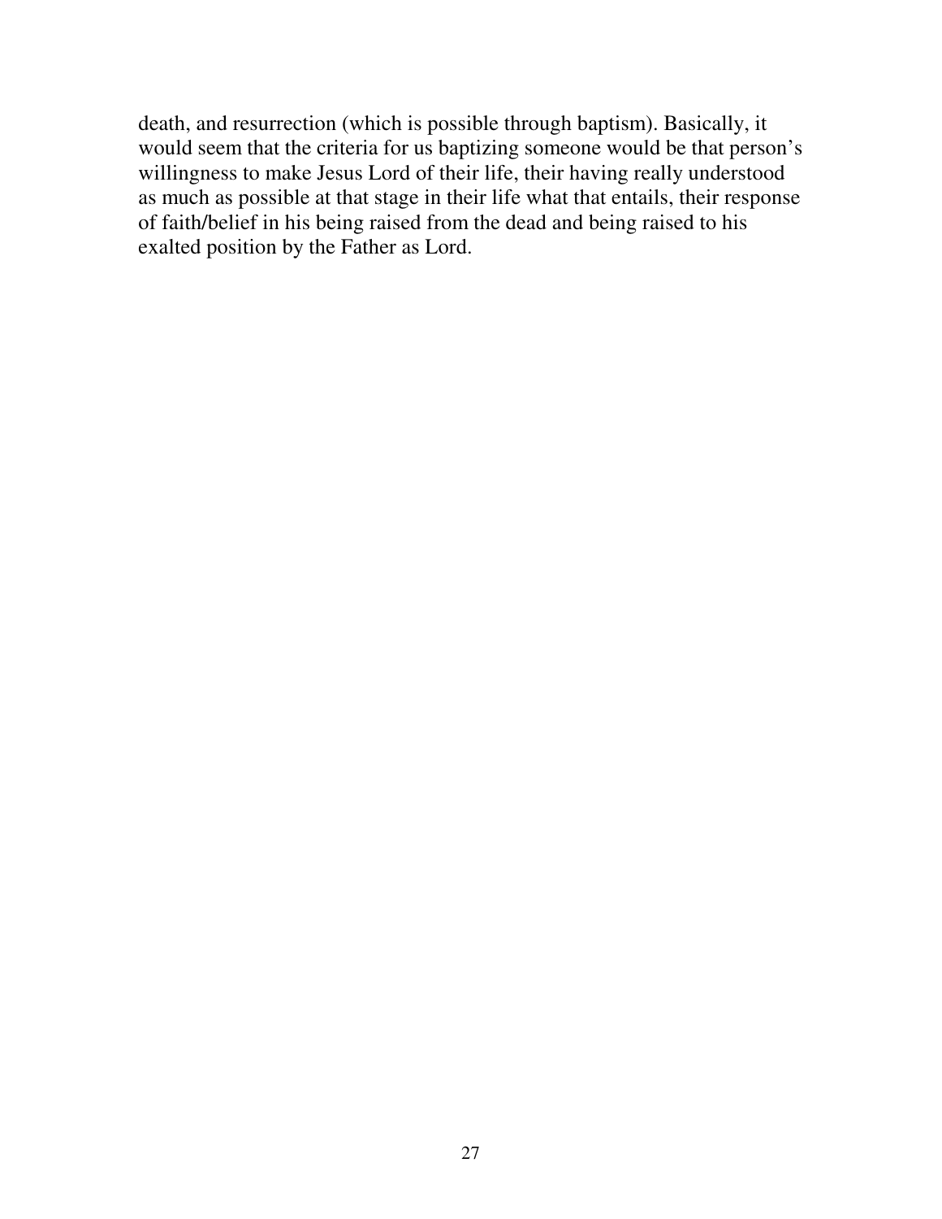death, and resurrection (which is possible through baptism). Basically, it would seem that the criteria for us baptizing someone would be that person's willingness to make Jesus Lord of their life, their having really understood as much as possible at that stage in their life what that entails, their response of faith/belief in his being raised from the dead and being raised to his exalted position by the Father as Lord.